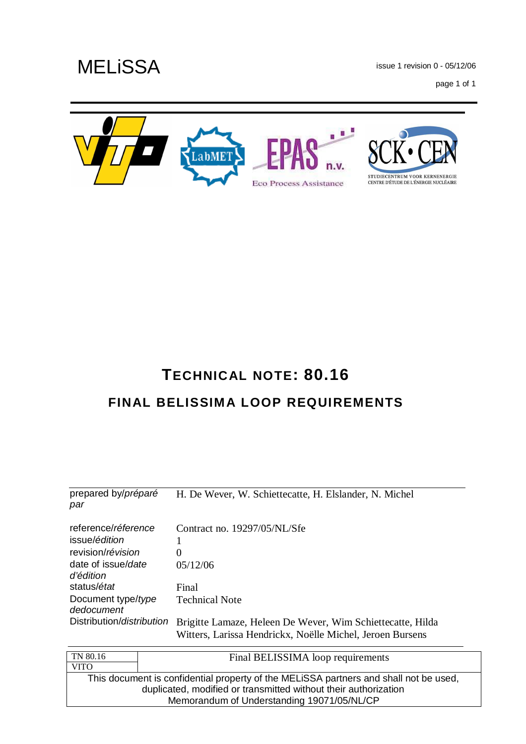# TECHNICAL NOTE: 80.16

## FINAL BELISSIMA LOOP REQUIREMENTS

| | |
|---|---|
| prepared by/*préparé par* | H. De Wever, W. Schiettecatte, H. Elslander, N. Michel |
| reference/*réference* | Contract no. 19297/05/NL/Sfe |
| issue/*édition* | 1 |
| revision/*révision* | 0 |
| date of issue/*date d'édition* | 05/12/06 |
| status/*état* | Final |
| Document type/*type dedocument* | Technical Note |
| Distribution/*distribution* | Brigitte Lamaze, Heleen De Wever, Wim Schiettecatte, Hilda Witters, Larissa Hendrickx, Noëlle Michel, Jeroen Bursens |

This document is confidential property of the MELiSSA partners and shall not be used, duplicated, modified or transmitted without their authorization
Memorandum of Understanding 19071/05/NL/CP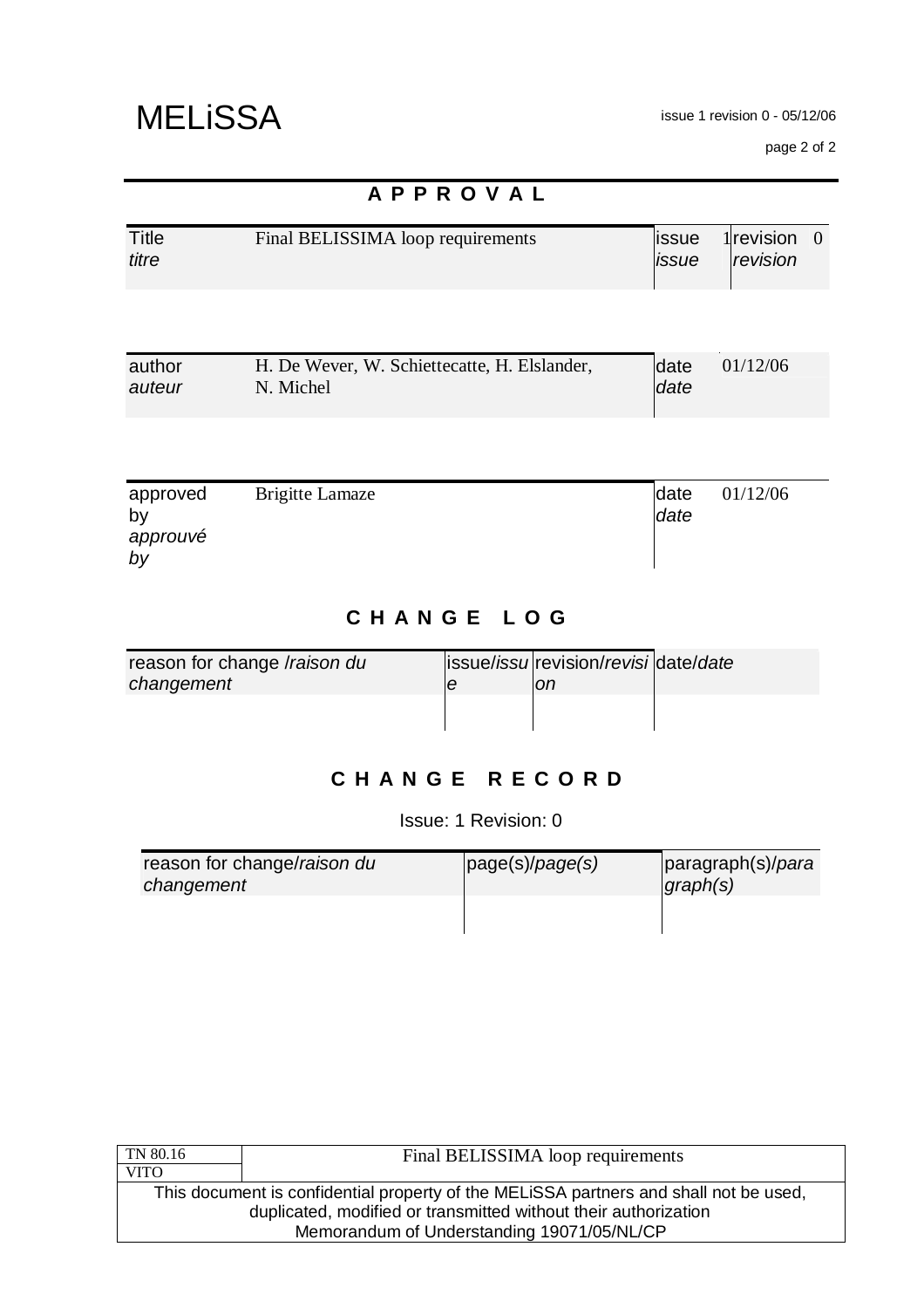## APPROVAL

| Title *titre* | Final BELISSIMA loop requirements | issue *issue* | 1 | revision *revision* | 0 |
|---|---|---|---|---|---|

| author *auteur* | H. De Wever, W. Schiettecatte, H. Elslander, N. Michel | date *date* | 01/12/06 |
|---|---|---|---|

| approved by *approuvé by* | Brigitte Lamaze | date *date* | 01/12/06 |
|---|---|---|---|

## CHANGE LOG

| reason for change /*raison du changement* | issue/*issue* | revision/*revision* | date/*date* |
|---|---|---|---|
| | | | |

## CHANGE RECORD

Issue: 1 Revision: 0

| reason for change/*raison du changement* | page(s)/*page(s)* | paragraph(s)/*paragraph(s)* |
|---|---|---|
| | | |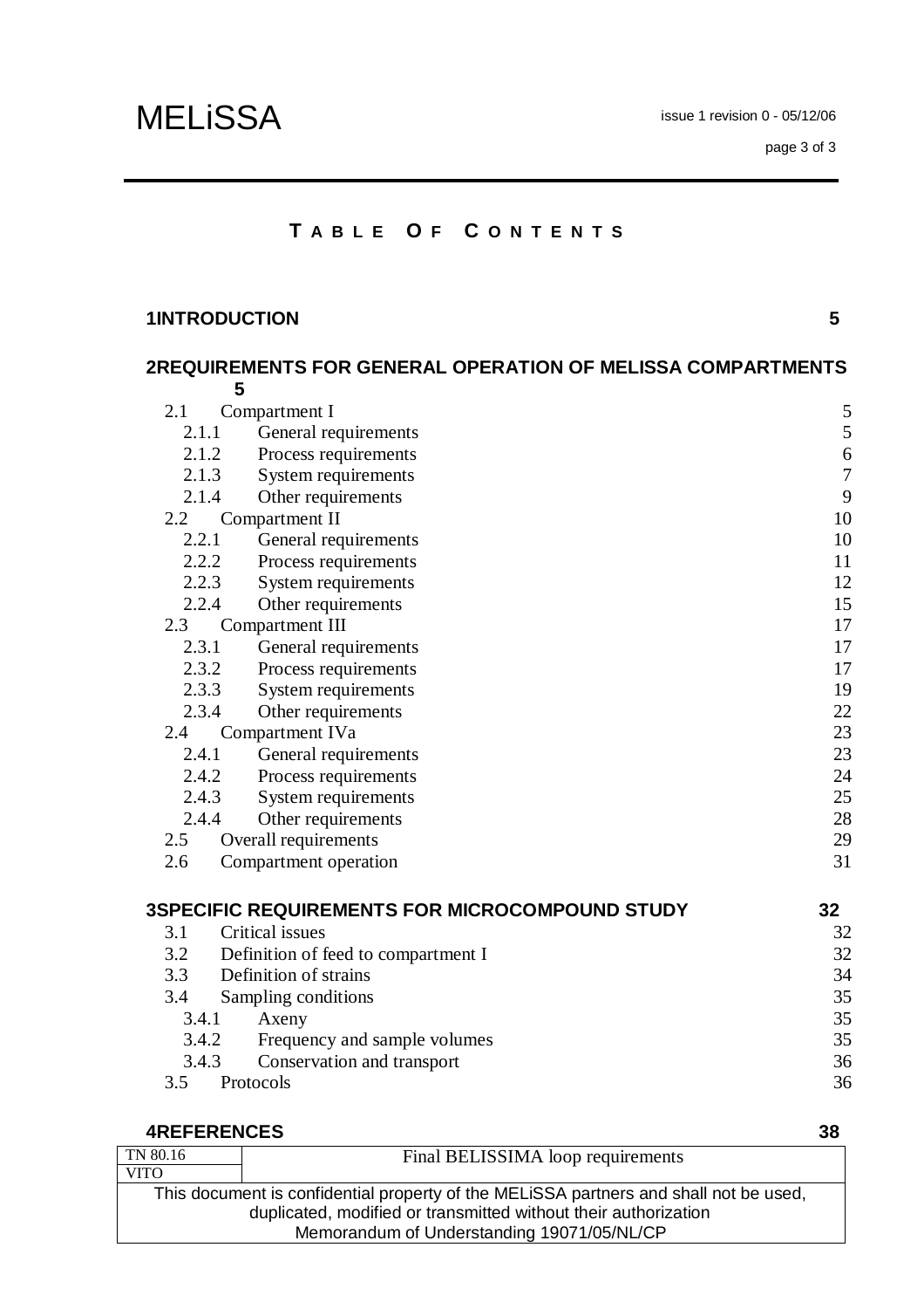# TABLE OF CONTENTS

**1 INTRODUCTION** 5

**2 REQUIREMENTS FOR GENERAL OPERATION OF MELISSA COMPARTMENTS** 5

- 2.1 Compartment I 5
  - 2.1.1 General requirements 5
  - 2.1.2 Process requirements 6
  - 2.1.3 System requirements 7
  - 2.1.4 Other requirements 9
- 2.2 Compartment II 10
  - 2.2.1 General requirements 10
  - 2.2.2 Process requirements 11
  - 2.2.3 System requirements 12
  - 2.2.4 Other requirements 15
- 2.3 Compartment III 17
  - 2.3.1 General requirements 17
  - 2.3.2 Process requirements 17
  - 2.3.3 System requirements 19
  - 2.3.4 Other requirements 22
- 2.4 Compartment IVa 23
  - 2.4.1 General requirements 23
  - 2.4.2 Process requirements 24
  - 2.4.3 System requirements 25
  - 2.4.4 Other requirements 28
- 2.5 Overall requirements 29
- 2.6 Compartment operation 31

**3 SPECIFIC REQUIREMENTS FOR MICROCOMPOUND STUDY** 32

- 3.1 Critical issues 32
- 3.2 Definition of feed to compartment I 32
- 3.3 Definition of strains 34
- 3.4 Sampling conditions 35
  - 3.4.1 Axeny 35
  - 3.4.2 Frequency and sample volumes 35
  - 3.4.3 Conservation and transport 36
- 3.5 Protocols 36

**4 REFERENCES** 38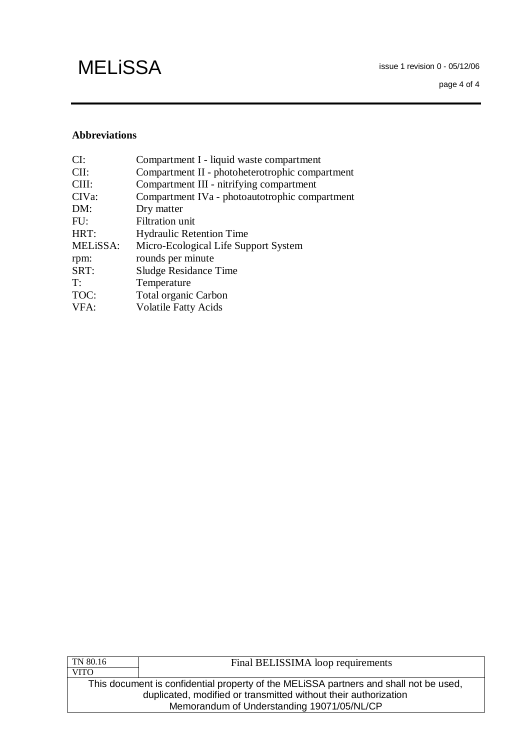**Abbreviations**

| | |
|---|---|
| CI: | Compartment I - liquid waste compartment |
| CII: | Compartment II - photoheterotrophic compartment |
| CIII: | Compartment III - nitrifying compartment |
| CIVa: | Compartment IVa - photoautotrophic compartment |
| DM: | Dry matter |
| FU: | Filtration unit |
| HRT: | Hydraulic Retention Time |
| MELiSSA: | Micro-Ecological Life Support System |
| rpm: | rounds per minute |
| SRT: | Sludge Residance Time |
| T: | Temperature |
| TOC: | Total organic Carbon |
| VFA: | Volatile Fatty Acids |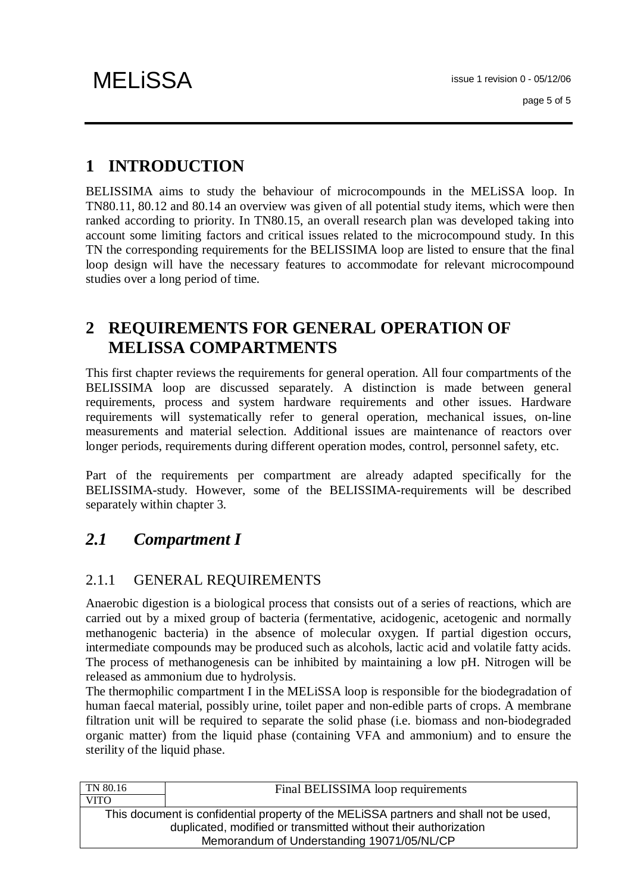# 1 INTRODUCTION

BELISSIMA aims to study the behaviour of microcompounds in the MELiSSA loop. In TN80.11, 80.12 and 80.14 an overview was given of all potential study items, which were then ranked according to priority. In TN80.15, an overall research plan was developed taking into account some limiting factors and critical issues related to the microcompound study. In this TN the corresponding requirements for the BELISSIMA loop are listed to ensure that the final loop design will have the necessary features to accommodate for relevant microcompound studies over a long period of time.

# 2 REQUIREMENTS FOR GENERAL OPERATION OF MELISSA COMPARTMENTS

This first chapter reviews the requirements for general operation. All four compartments of the BELISSIMA loop are discussed separately. A distinction is made between general requirements, process and system hardware requirements and other issues. Hardware requirements will systematically refer to general operation, mechanical issues, on-line measurements and material selection. Additional issues are maintenance of reactors over longer periods, requirements during different operation modes, control, personnel safety, etc.

Part of the requirements per compartment are already adapted specifically for the BELISSIMA-study. However, some of the BELISSIMA-requirements will be described separately within chapter 3.

## *2.1 Compartment I*

### 2.1.1 GENERAL REQUIREMENTS

Anaerobic digestion is a biological process that consists out of a series of reactions, which are carried out by a mixed group of bacteria (fermentative, acidogenic, acetogenic and normally methanogenic bacteria) in the absence of molecular oxygen. If partial digestion occurs, intermediate compounds may be produced such as alcohols, lactic acid and volatile fatty acids. The process of methanogenesis can be inhibited by maintaining a low pH. Nitrogen will be released as ammonium due to hydrolysis.

The thermophilic compartment I in the MELiSSA loop is responsible for the biodegradation of human faecal material, possibly urine, toilet paper and non-edible parts of crops. A membrane filtration unit will be required to separate the solid phase (i.e. biomass and non-biodegraded organic matter) from the liquid phase (containing VFA and ammonium) and to ensure the sterility of the liquid phase.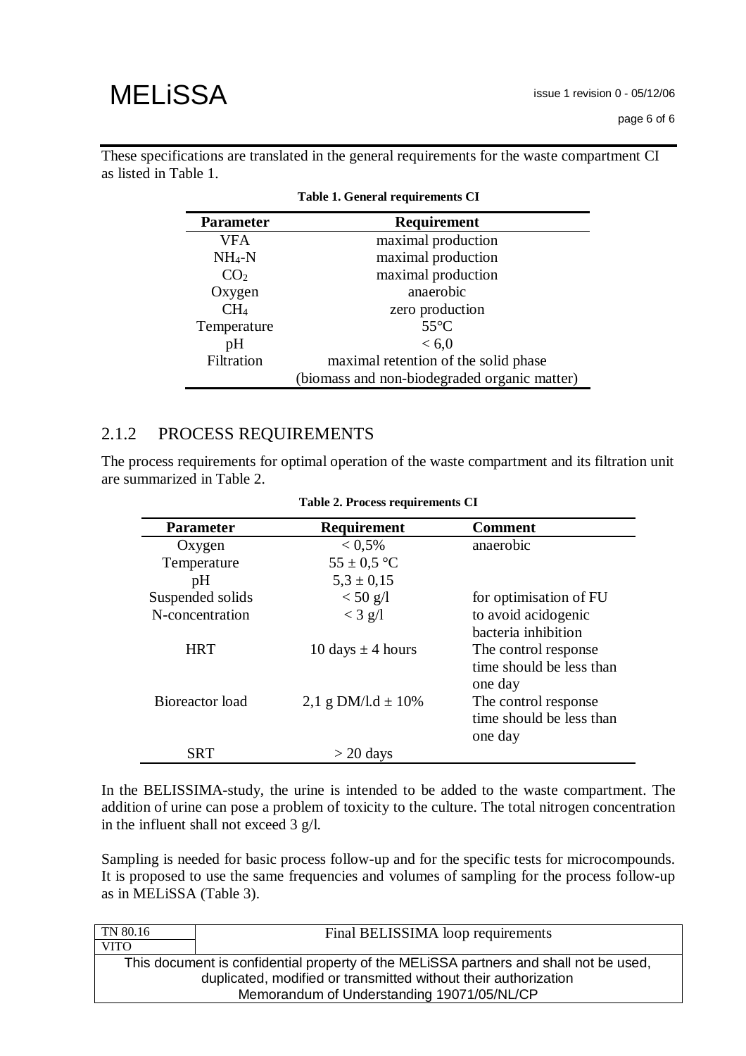These specifications are translated in the general requirements for the waste compartment CI as listed in Table 1.

**Table 1. General requirements CI**

| Parameter | Requirement |
|---|---|
| VFA | maximal production |
| $NH_4$-N | maximal production |
| $CO_2$ | maximal production |
| Oxygen | anaerobic |
| $CH_4$ | zero production |
| Temperature | 55°C |
| pH | < 6,0 |
| Filtration | maximal retention of the solid phase (biomass and non-biodegraded organic matter) |

## 2.1.2 PROCESS REQUIREMENTS

The process requirements for optimal operation of the waste compartment and its filtration unit are summarized in Table 2.

**Table 2. Process requirements CI**

| Parameter | Requirement | Comment |
|---|---|---|
| Oxygen | < 0,5% | anaerobic |
| Temperature | 55 ± 0,5 °C | |
| pH | 5,3 ± 0,15 | |
| Suspended solids | < 50 g/l | for optimisation of FU |
| N-concentration | < 3 g/l | to avoid acidogenic bacteria inhibition |
| HRT | 10 days ± 4 hours | The control response time should be less than one day |
| Bioreactor load | 2,1 g DM/l.d ± 10% | The control response time should be less than one day |
| SRT | > 20 days | |

In the BELISSIMA-study, the urine is intended to be added to the waste compartment. The addition of urine can pose a problem of toxicity to the culture. The total nitrogen concentration in the influent shall not exceed 3 g/l.

Sampling is needed for basic process follow-up and for the specific tests for microcompounds. It is proposed to use the same frequencies and volumes of sampling for the process follow-up as in MELiSSA (Table 3).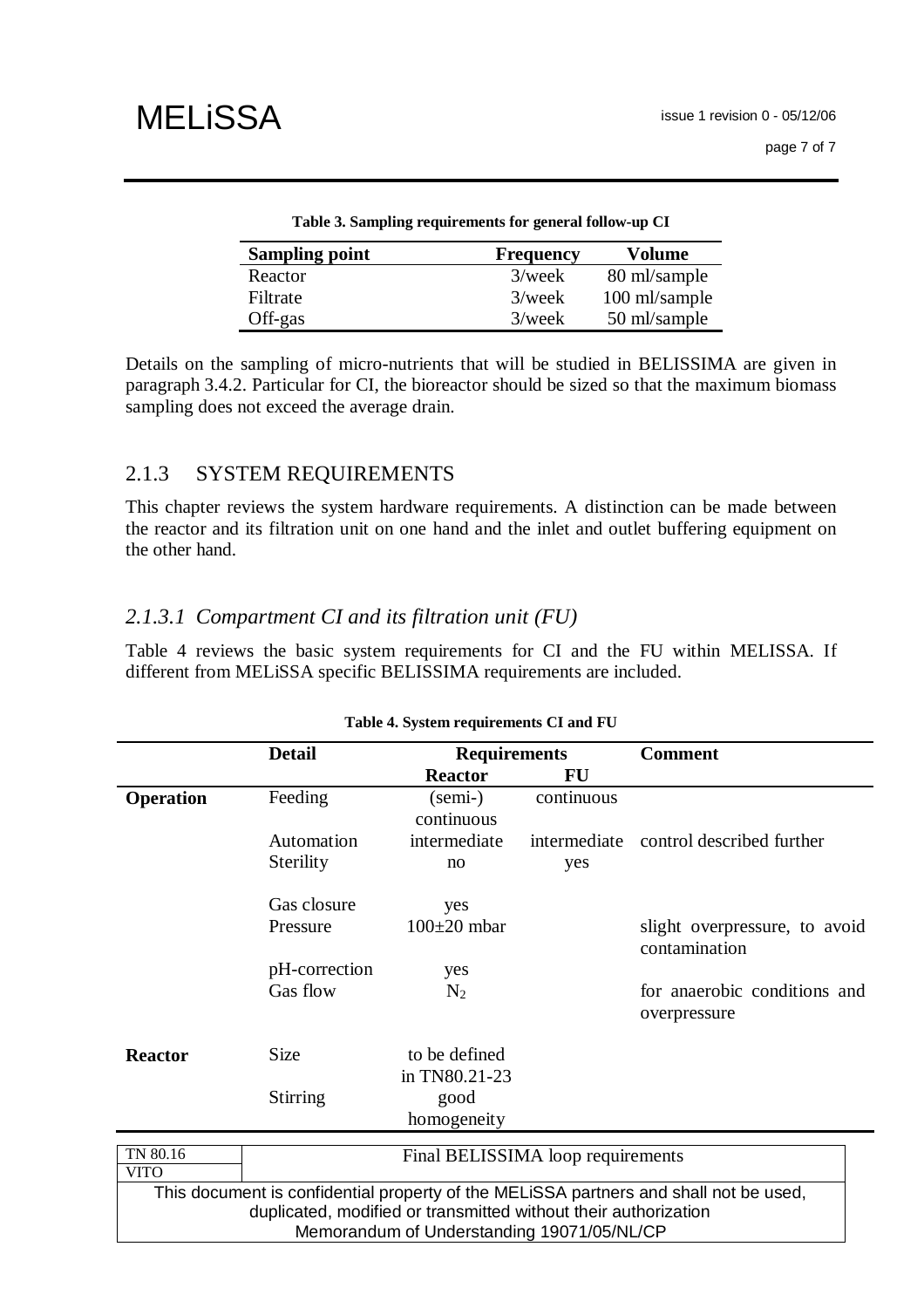**Table 3. Sampling requirements for general follow-up CI**

| Sampling point | Frequency | Volume |
|---|---|---|
| Reactor | 3/week | 80 ml/sample |
| Filtrate | 3/week | 100 ml/sample |
| Off-gas | 3/week | 50 ml/sample |

Details on the sampling of micro-nutrients that will be studied in BELISSIMA are given in paragraph 3.4.2. Particular for CI, the bioreactor should be sized so that the maximum biomass sampling does not exceed the average drain.

### 2.1.3 SYSTEM REQUIREMENTS

This chapter reviews the system hardware requirements. A distinction can be made between the reactor and its filtration unit on one hand and the inlet and outlet buffering equipment on the other hand.

#### *2.1.3.1 Compartment CI and its filtration unit (FU)*

Table 4 reviews the basic system requirements for CI and the FU within MELISSA. If different from MELiSSA specific BELISSIMA requirements are included.

**Table 4. System requirements CI and FU**

| | Detail | Requirements | | Comment |
|---|---|---|---|---|
| | | **Reactor** | **FU** | |
| **Operation** | Feeding | (semi-) continuous | continuous | |
| | Automation | intermediate | intermediate | control described further |
| | Sterility | no | yes | |
| | Gas closure | yes | | |
| | Pressure | 100±20 mbar | | slight overpressure, to avoid contamination |
| | pH-correction | yes | | |
| | Gas flow | $N_2$ | | for anaerobic conditions and overpressure |
| **Reactor** | Size | to be defined in TN80.21-23 | | |
| | Stirring | good homogeneity | | |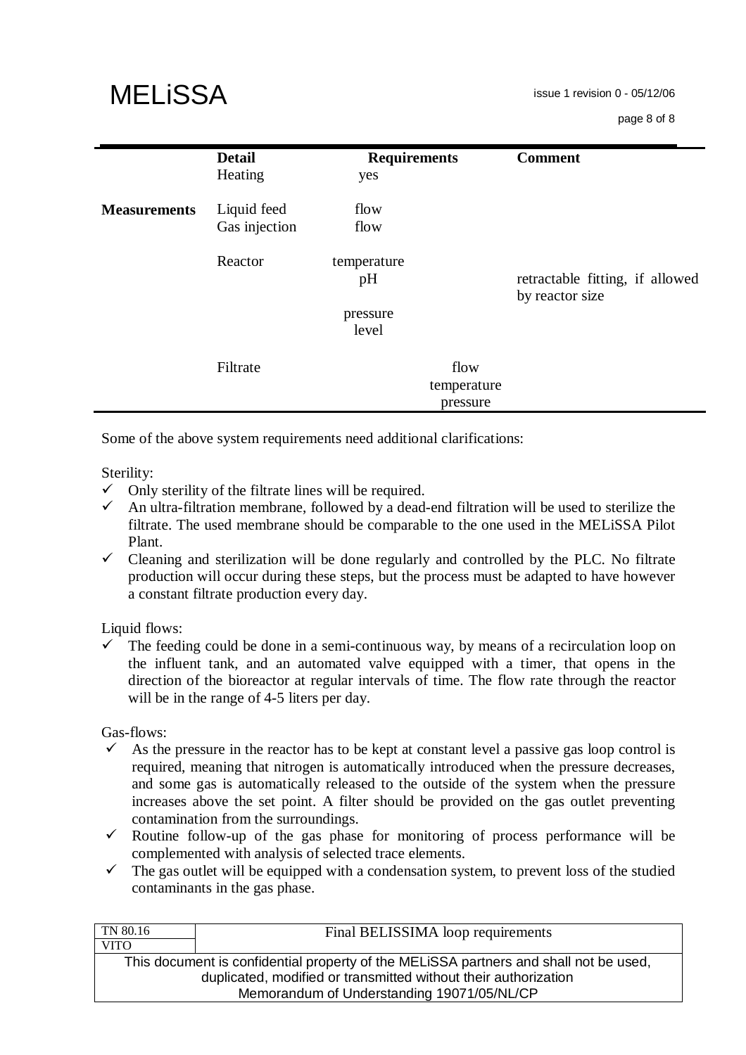| | Detail | Requirements | Comment |
|---|---|---|---|
| | Heating | yes | |
| **Measurements** | Liquid feed | flow | |
| | Gas injection | flow | |
| | Reactor | temperature | |
| | | pH | retractable fitting, if allowed by reactor size |
| | | pressure | |
| | | level | |
| | Filtrate | flow | |
| | | temperature | |
| | | pressure | |

Some of the above system requirements need additional clarifications:

Sterility:

- ✓ Only sterility of the filtrate lines will be required.
- ✓ An ultra-filtration membrane, followed by a dead-end filtration will be used to sterilize the filtrate. The used membrane should be comparable to the one used in the MELiSSA Pilot Plant.
- ✓ Cleaning and sterilization will be done regularly and controlled by the PLC. No filtrate production will occur during these steps, but the process must be adapted to have however a constant filtrate production every day.

Liquid flows:

- ✓ The feeding could be done in a semi-continuous way, by means of a recirculation loop on the influent tank, and an automated valve equipped with a timer, that opens in the direction of the bioreactor at regular intervals of time. The flow rate through the reactor will be in the range of 4-5 liters per day.

Gas-flows:

- ✓ As the pressure in the reactor has to be kept at constant level a passive gas loop control is required, meaning that nitrogen is automatically introduced when the pressure decreases, and some gas is automatically released to the outside of the system when the pressure increases above the set point. A filter should be provided on the gas outlet preventing contamination from the surroundings.
- ✓ Routine follow-up of the gas phase for monitoring of process performance will be complemented with analysis of selected trace elements.
- ✓ The gas outlet will be equipped with a condensation system, to prevent loss of the studied contaminants in the gas phase.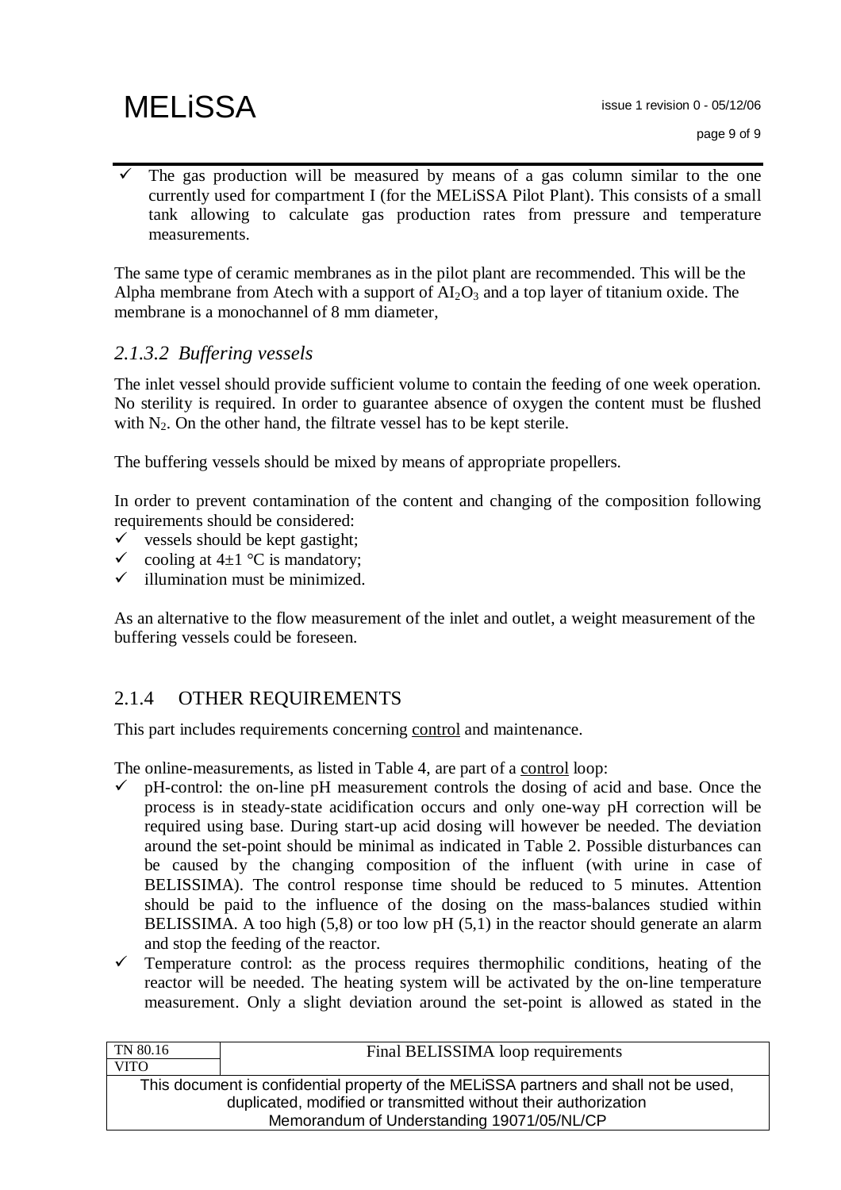- ✓ The gas production will be measured by means of a gas column similar to the one currently used for compartment I (for the MELiSSA Pilot Plant). This consists of a small tank allowing to calculate gas production rates from pressure and temperature measurements.

The same type of ceramic membranes as in the pilot plant are recommended. This will be the Alpha membrane from Atech with a support of $AI_2O_3$ and a top layer of titanium oxide. The membrane is a monochannel of 8 mm diameter,

### *2.1.3.2 Buffering vessels*

The inlet vessel should provide sufficient volume to contain the feeding of one week operation. No sterility is required. In order to guarantee absence of oxygen the content must be flushed with $N_2$. On the other hand, the filtrate vessel has to be kept sterile.

The buffering vessels should be mixed by means of appropriate propellers.

In order to prevent contamination of the content and changing of the composition following requirements should be considered:

- ✓ vessels should be kept gastight;
- ✓ cooling at 4±1 °C is mandatory;
- ✓ illumination must be minimized.

As an alternative to the flow measurement of the inlet and outlet, a weight measurement of the buffering vessels could be foreseen.

## 2.1.4 OTHER REQUIREMENTS

This part includes requirements concerning control and maintenance.

The online-measurements, as listed in Table 4, are part of a control loop:

- ✓ pH-control: the on-line pH measurement controls the dosing of acid and base. Once the process is in steady-state acidification occurs and only one-way pH correction will be required using base. During start-up acid dosing will however be needed. The deviation around the set-point should be minimal as indicated in Table 2. Possible disturbances can be caused by the changing composition of the influent (with urine in case of BELISSIMA). The control response time should be reduced to 5 minutes. Attention should be paid to the influence of the dosing on the mass-balances studied within BELISSIMA. A too high (5,8) or too low pH (5,1) in the reactor should generate an alarm and stop the feeding of the reactor.
- ✓ Temperature control: as the process requires thermophilic conditions, heating of the reactor will be needed. The heating system will be activated by the on-line temperature measurement. Only a slight deviation around the set-point is allowed as stated in the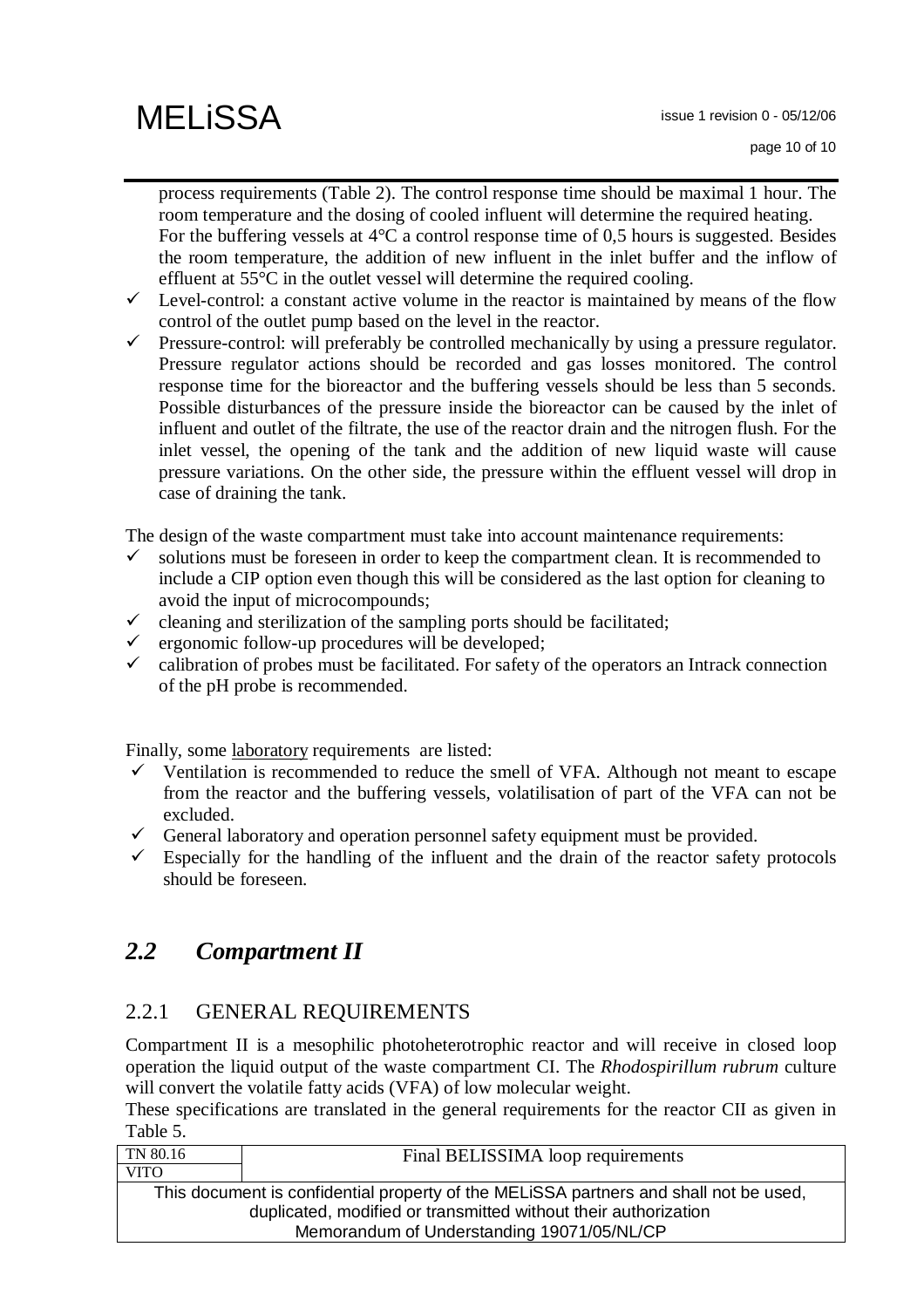process requirements (Table 2). The control response time should be maximal 1 hour. The room temperature and the dosing of cooled influent will determine the required heating. For the buffering vessels at 4°C a control response time of 0,5 hours is suggested. Besides the room temperature, the addition of new influent in the inlet buffer and the inflow of effluent at 55°C in the outlet vessel will determine the required cooling.

- ✓ Level-control: a constant active volume in the reactor is maintained by means of the flow control of the outlet pump based on the level in the reactor.
- ✓ Pressure-control: will preferably be controlled mechanically by using a pressure regulator. Pressure regulator actions should be recorded and gas losses monitored. The control response time for the bioreactor and the buffering vessels should be less than 5 seconds. Possible disturbances of the pressure inside the bioreactor can be caused by the inlet of influent and outlet of the filtrate, the use of the reactor drain and the nitrogen flush. For the inlet vessel, the opening of the tank and the addition of new liquid waste will cause pressure variations. On the other side, the pressure within the effluent vessel will drop in case of draining the tank.

The design of the waste compartment must take into account maintenance requirements:

- ✓ solutions must be foreseen in order to keep the compartment clean. It is recommended to include a CIP option even though this will be considered as the last option for cleaning to avoid the input of microcompounds;
- ✓ cleaning and sterilization of the sampling ports should be facilitated;
- ✓ ergonomic follow-up procedures will be developed;
- ✓ calibration of probes must be facilitated. For safety of the operators an Intrack connection of the pH probe is recommended.

Finally, some laboratory requirements are listed:

- ✓ Ventilation is recommended to reduce the smell of VFA. Although not meant to escape from the reactor and the buffering vessels, volatilisation of part of the VFA can not be excluded.
- ✓ General laboratory and operation personnel safety equipment must be provided.
- ✓ Especially for the handling of the influent and the drain of the reactor safety protocols should be foreseen.

## *2.2 Compartment II*

### 2.2.1 GENERAL REQUIREMENTS

Compartment II is a mesophilic photoheterotrophic reactor and will receive in closed loop operation the liquid output of the waste compartment CI. The *Rhodospirillum rubrum* culture will convert the volatile fatty acids (VFA) of low molecular weight.

These specifications are translated in the general requirements for the reactor CII as given in Table 5.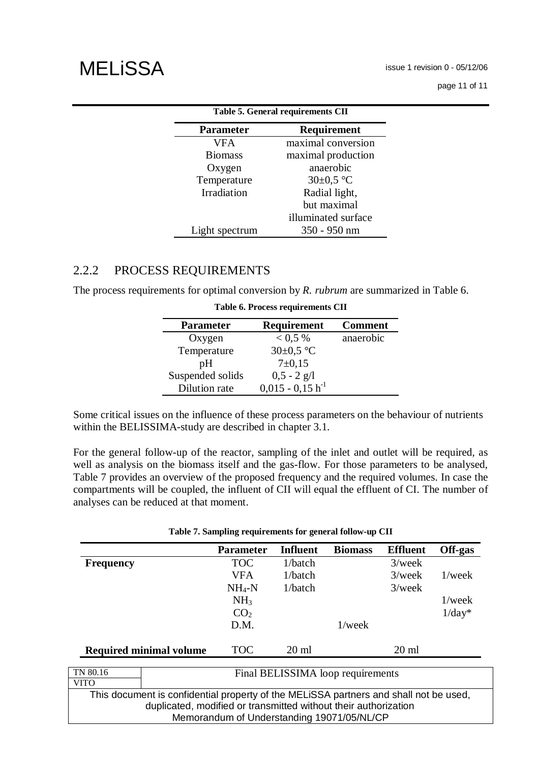**Table 5. General requirements CII**

| Parameter | Requirement |
|---|---|
| VFA | maximal conversion |
| Biomass | maximal production |
| Oxygen | anaerobic |
| Temperature | 30±0,5 °C |
| Irradiation | Radial light, but maximal illuminated surface |
| Light spectrum | 350 - 950 nm |

## 2.2.2 PROCESS REQUIREMENTS

The process requirements for optimal conversion by *R. rubrum* are summarized in Table 6.

**Table 6. Process requirements CII**

| Parameter | Requirement | Comment |
|---|---|---|
| Oxygen | < 0,5 % | anaerobic |
| Temperature | 30±0,5 °C | |
| pH | 7±0,15 | |
| Suspended solids | 0,5 - 2 g/l | |
| Dilution rate | 0,015 - 0,15 $h^{-1}$ | |

Some critical issues on the influence of these process parameters on the behaviour of nutrients within the BELISSIMA-study are described in chapter 3.1.

For the general follow-up of the reactor, sampling of the inlet and outlet will be required, as well as analysis on the biomass itself and the gas-flow. For those parameters to be analysed, Table 7 provides an overview of the proposed frequency and the required volumes. In case the compartments will be coupled, the influent of CII will equal the effluent of CI. The number of analyses can be reduced at that moment.

**Table 7. Sampling requirements for general follow-up CII**

| | Parameter | Influent | Biomass | Effluent | Off-gas |
|---|---|---|---|---|---|
| **Frequency** | TOC | 1/batch | | 3/week | |
| | VFA | 1/batch | | 3/week | 1/week |
| | $NH_4$-N | 1/batch | | 3/week | |
| | $NH_3$ | | | | 1/week |
| | $CO_2$ | | | | 1/day* |
| | D.M. | | 1/week | | |
| **Required minimal volume** | TOC | 20 ml | | 20 ml | |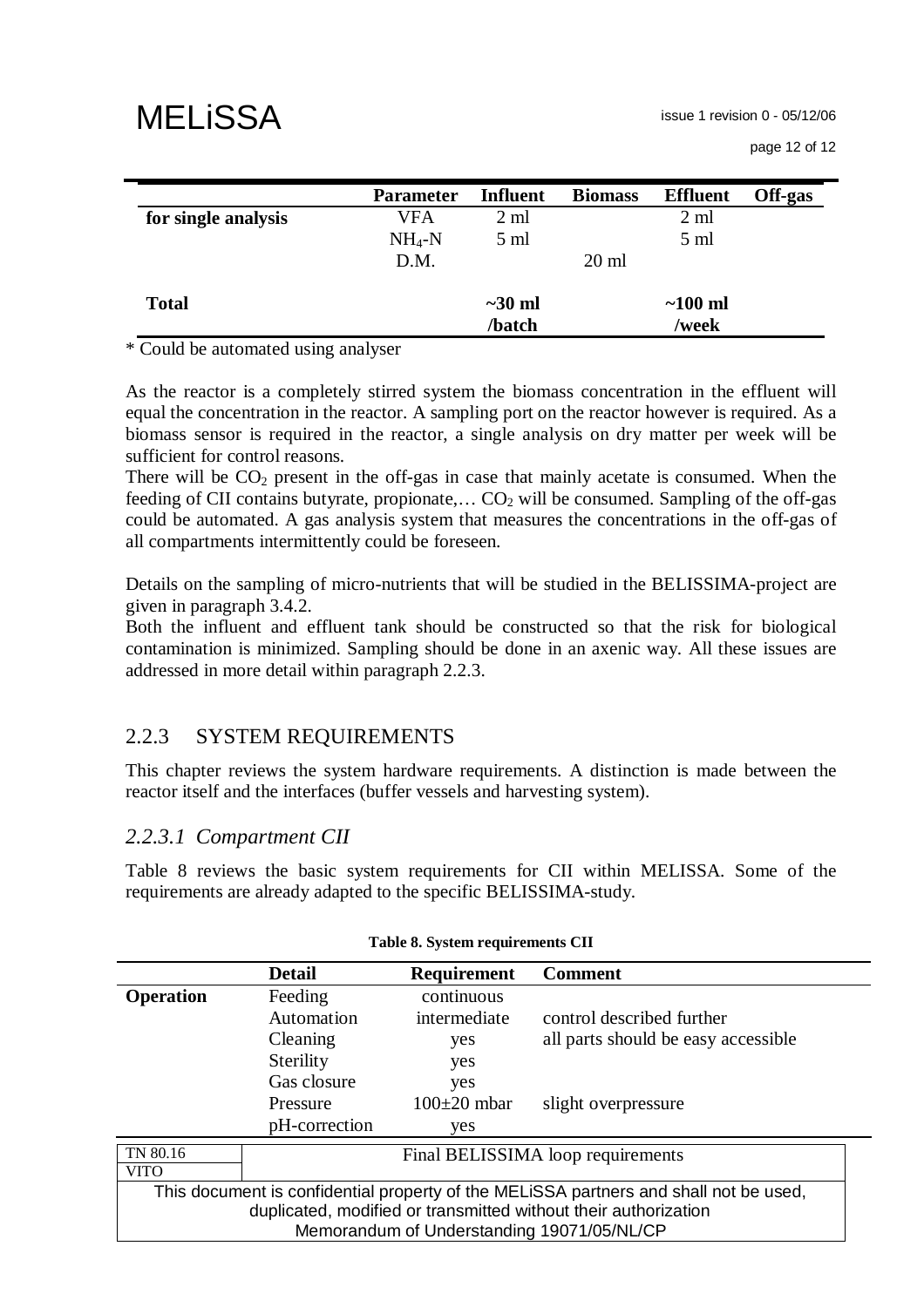| | Parameter | Influent | Biomass | Effluent | Off-gas |
|---|---|---|---|---|---|
| for single analysis | VFA | 2 ml | | 2 ml | |
| | $NH_4$-N | 5 ml | | 5 ml | |
| | D.M. | | 20 ml | | |
| **Total** | | ~30 ml /batch | | ~100 ml /week | |

* Could be automated using analyser

As the reactor is a completely stirred system the biomass concentration in the effluent will equal the concentration in the reactor. A sampling port on the reactor however is required. As a biomass sensor is required in the reactor, a single analysis on dry matter per week will be sufficient for control reasons.
There will be $CO_2$ present in the off-gas in case that mainly acetate is consumed. When the feeding of CII contains butyrate, propionate,… $CO_2$ will be consumed. Sampling of the off-gas could be automated. A gas analysis system that measures the concentrations in the off-gas of all compartments intermittently could be foreseen.

Details on the sampling of micro-nutrients that will be studied in the BELISSIMA-project are given in paragraph 3.4.2.
Both the influent and effluent tank should be constructed so that the risk for biological contamination is minimized. Sampling should be done in an axenic way. All these issues are addressed in more detail within paragraph 2.2.3.

## 2.2.3 SYSTEM REQUIREMENTS

This chapter reviews the system hardware requirements. A distinction is made between the reactor itself and the interfaces (buffer vessels and harvesting system).

### *2.2.3.1 Compartment CII*

Table 8 reviews the basic system requirements for CII within MELISSA. Some of the requirements are already adapted to the specific BELISSIMA-study.

**Table 8. System requirements CII**

| | Detail | Requirement | Comment |
|---|---|---|---|
| **Operation** | Feeding | continuous | |
| | Automation | intermediate | control described further |
| | Cleaning | yes | all parts should be easy accessible |
| | Sterility | yes | |
| | Gas closure | yes | |
| | Pressure | 100±20 mbar | slight overpressure |
| | pH-correction | yes | |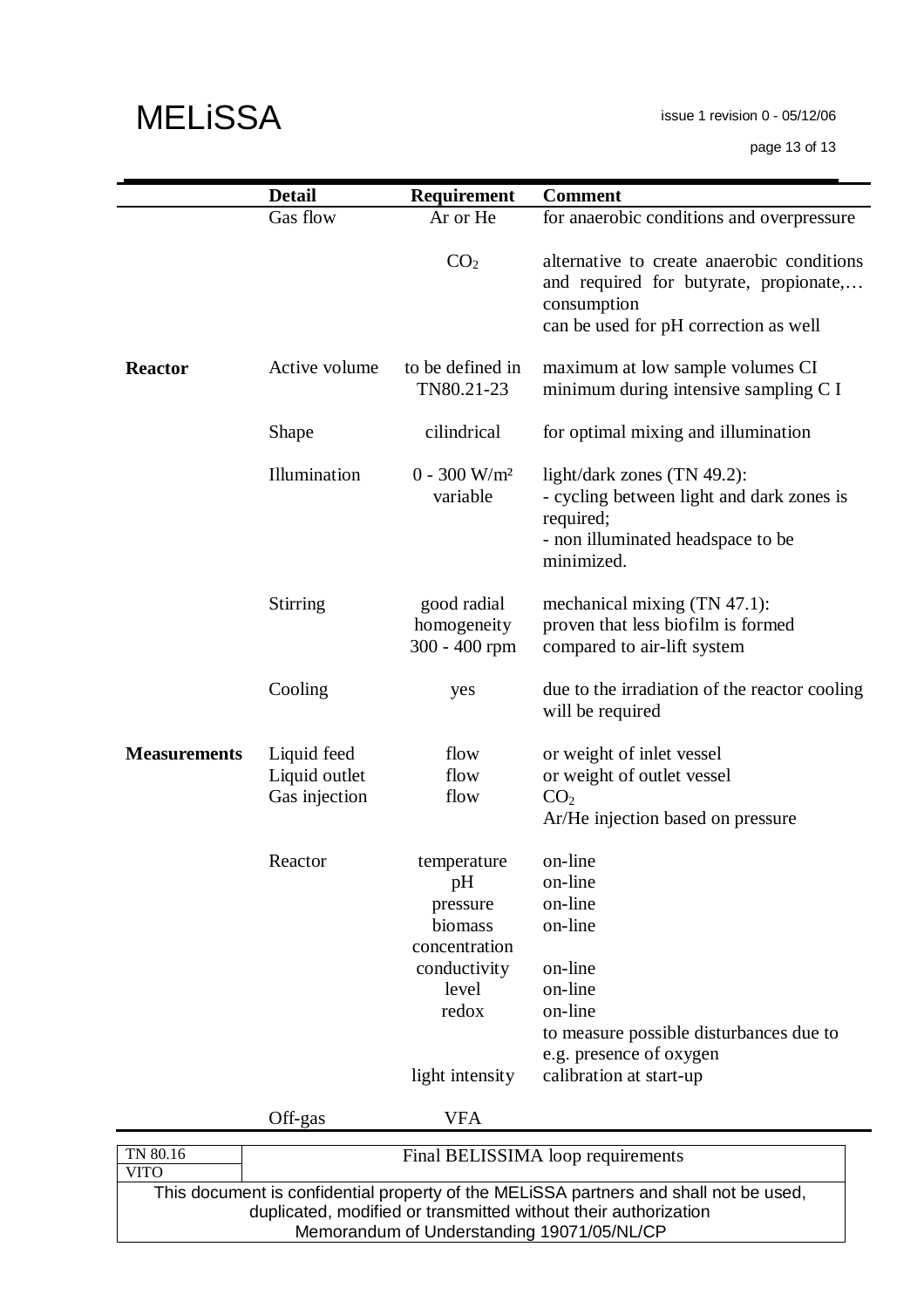| | Detail | Requirement | Comment |
|---|---|---|---|
| | Gas flow | Ar or He | for anaerobic conditions and overpressure |
| | | $CO_2$ | alternative to create anaerobic conditions and required for butyrate, propionate,… consumption<br>can be used for pH correction as well |
| **Reactor** | Active volume | to be defined in TN80.21-23 | maximum at low sample volumes CI<br>minimum during intensive sampling C I |
| | Shape | cilindrical | for optimal mixing and illumination |
| | Illumination | 0 - 300 W/m² variable | light/dark zones (TN 49.2):<br>- cycling between light and dark zones is required;<br>- non illuminated headspace to be minimized. |
| | Stirring | good radial homogeneity<br>300 - 400 rpm | mechanical mixing (TN 47.1):<br>proven that less biofilm is formed compared to air-lift system |
| | Cooling | yes | due to the irradiation of the reactor cooling will be required |
| **Measurements** | Liquid feed | flow | or weight of inlet vessel |
| | Liquid outlet | flow | or weight of outlet vessel |
| | Gas injection | flow | $CO_2$<br>Ar/He injection based on pressure |
| | Reactor | temperature | on-line |
| | | pH | on-line |
| | | pressure | on-line |
| | | biomass concentration | on-line |
| | | conductivity | on-line |
| | | level | on-line |
| | | redox | on-line<br>to measure possible disturbances due to e.g. presence of oxygen |
| | | light intensity | calibration at start-up |
| | Off-gas | VFA | |

| TN 80.16<br>VITO | Final BELISSIMA loop requirements |
|---|---|

This document is confidential property of the MELiSSA partners and shall not be used, duplicated, modified or transmitted without their authorization
Memorandum of Understanding 19071/05/NL/CP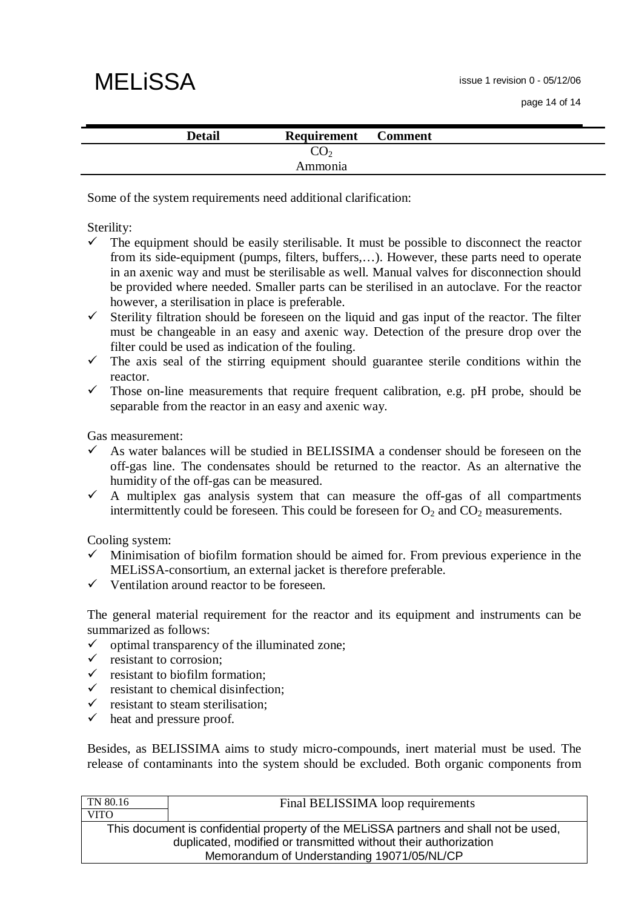| Detail | Requirement | Comment |
|---|---|---|
| | $CO_2$ | |
| | Ammonia | |

Some of the system requirements need additional clarification:

Sterility:

- ✓ The equipment should be easily sterilisable. It must be possible to disconnect the reactor from its side-equipment (pumps, filters, buffers,…). However, these parts need to operate in an axenic way and must be sterilisable as well. Manual valves for disconnection should be provided where needed. Smaller parts can be sterilised in an autoclave. For the reactor however, a sterilisation in place is preferable.
- ✓ Sterility filtration should be foreseen on the liquid and gas input of the reactor. The filter must be changeable in an easy and axenic way. Detection of the presure drop over the filter could be used as indication of the fouling.
- ✓ The axis seal of the stirring equipment should guarantee sterile conditions within the reactor.
- ✓ Those on-line measurements that require frequent calibration, e.g. pH probe, should be separable from the reactor in an easy and axenic way.

Gas measurement:

- ✓ As water balances will be studied in BELISSIMA a condenser should be foreseen on the off-gas line. The condensates should be returned to the reactor. As an alternative the humidity of the off-gas can be measured.
- ✓ A multiplex gas analysis system that can measure the off-gas of all compartments intermittently could be foreseen. This could be foreseen for $O_2$ and $CO_2$ measurements.

Cooling system:

- ✓ Minimisation of biofilm formation should be aimed for. From previous experience in the MELiSSA-consortium, an external jacket is therefore preferable.
- ✓ Ventilation around reactor to be foreseen.

The general material requirement for the reactor and its equipment and instruments can be summarized as follows:

- ✓ optimal transparency of the illuminated zone;
- ✓ resistant to corrosion;
- ✓ resistant to biofilm formation;
- ✓ resistant to chemical disinfection;
- ✓ resistant to steam sterilisation;
- ✓ heat and pressure proof.

Besides, as BELISSIMA aims to study micro-compounds, inert material must be used. The release of contaminants into the system should be excluded. Both organic components from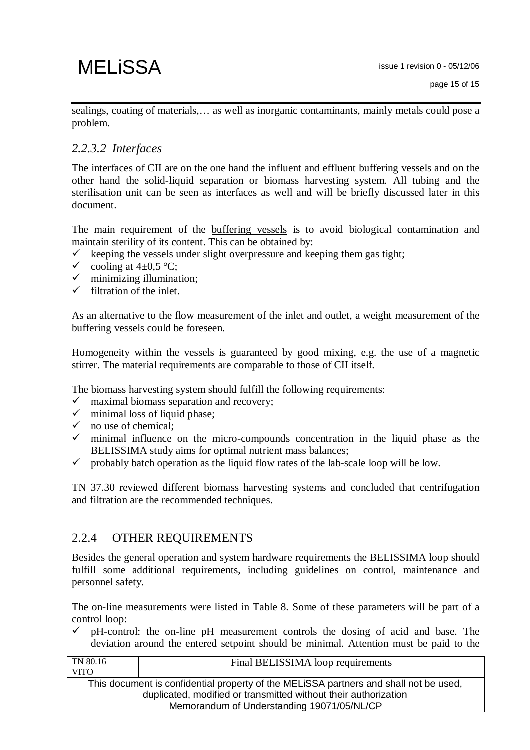sealings, coating of materials,… as well as inorganic contaminants, mainly metals could pose a problem.

#### *2.2.3.2 Interfaces*

The interfaces of CII are on the one hand the influent and effluent buffering vessels and on the other hand the solid-liquid separation or biomass harvesting system. All tubing and the sterilisation unit can be seen as interfaces as well and will be briefly discussed later in this document.

The main requirement of the buffering vessels is to avoid biological contamination and maintain sterility of its content. This can be obtained by:

- ✓ keeping the vessels under slight overpressure and keeping them gas tight;
- ✓ cooling at 4±0,5 °C;
- ✓ minimizing illumination;
- ✓ filtration of the inlet.

As an alternative to the flow measurement of the inlet and outlet, a weight measurement of the buffering vessels could be foreseen.

Homogeneity within the vessels is guaranteed by good mixing, e.g. the use of a magnetic stirrer. The material requirements are comparable to those of CII itself.

The biomass harvesting system should fulfill the following requirements:

- ✓ maximal biomass separation and recovery;
- ✓ minimal loss of liquid phase;
- ✓ no use of chemical;
- ✓ minimal influence on the micro-compounds concentration in the liquid phase as the BELISSIMA study aims for optimal nutrient mass balances;
- ✓ probably batch operation as the liquid flow rates of the lab-scale loop will be low.

TN 37.30 reviewed different biomass harvesting systems and concluded that centrifugation and filtration are the recommended techniques.

### 2.2.4 OTHER REQUIREMENTS

Besides the general operation and system hardware requirements the BELISSIMA loop should fulfill some additional requirements, including guidelines on control, maintenance and personnel safety.

The on-line measurements were listed in Table 8. Some of these parameters will be part of a control loop:

- ✓ pH-control: the on-line pH measurement controls the dosing of acid and base. The deviation around the entered setpoint should be minimal. Attention must be paid to the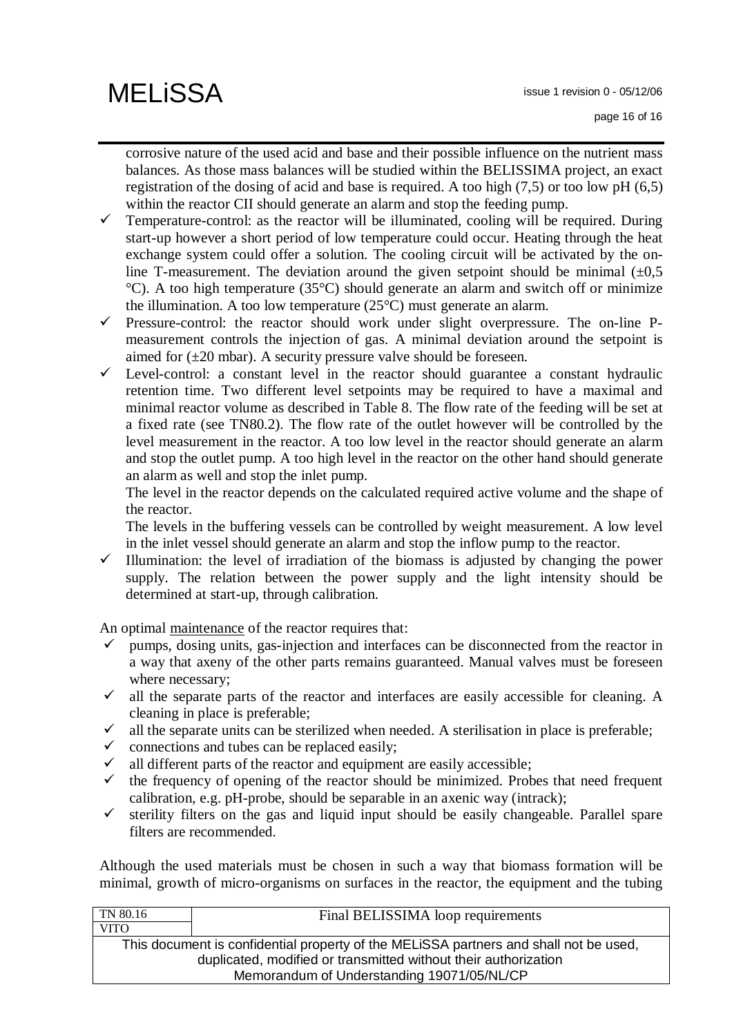corrosive nature of the used acid and base and their possible influence on the nutrient mass balances. As those mass balances will be studied within the BELISSIMA project, an exact registration of the dosing of acid and base is required. A too high (7,5) or too low pH (6,5) within the reactor CII should generate an alarm and stop the feeding pump.

- ✓ Temperature-control: as the reactor will be illuminated, cooling will be required. During start-up however a short period of low temperature could occur. Heating through the heat exchange system could offer a solution. The cooling circuit will be activated by the on-line T-measurement. The deviation around the given setpoint should be minimal (±0,5 °C). A too high temperature (35°C) should generate an alarm and switch off or minimize the illumination. A too low temperature (25°C) must generate an alarm.
- ✓ Pressure-control: the reactor should work under slight overpressure. The on-line P-measurement controls the injection of gas. A minimal deviation around the setpoint is aimed for (±20 mbar). A security pressure valve should be foreseen.
- ✓ Level-control: a constant level in the reactor should guarantee a constant hydraulic retention time. Two different level setpoints may be required to have a maximal and minimal reactor volume as described in Table 8. The flow rate of the feeding will be set at a fixed rate (see TN80.2). The flow rate of the outlet however will be controlled by the level measurement in the reactor. A too low level in the reactor should generate an alarm and stop the outlet pump. A too high level in the reactor on the other hand should generate an alarm as well and stop the inlet pump.

  The level in the reactor depends on the calculated required active volume and the shape of the reactor.

  The levels in the buffering vessels can be controlled by weight measurement. A low level in the inlet vessel should generate an alarm and stop the inflow pump to the reactor.
- ✓ Illumination: the level of irradiation of the biomass is adjusted by changing the power supply. The relation between the power supply and the light intensity should be determined at start-up, through calibration.

An optimal <u>maintenance</u> of the reactor requires that:

- ✓ pumps, dosing units, gas-injection and interfaces can be disconnected from the reactor in a way that axeny of the other parts remains guaranteed. Manual valves must be foreseen where necessary;
- ✓ all the separate parts of the reactor and interfaces are easily accessible for cleaning. A cleaning in place is preferable;
- ✓ all the separate units can be sterilized when needed. A sterilisation in place is preferable;
- ✓ connections and tubes can be replaced easily;
- ✓ all different parts of the reactor and equipment are easily accessible;
- ✓ the frequency of opening of the reactor should be minimized. Probes that need frequent calibration, e.g. pH-probe, should be separable in an axenic way (intrack);
- ✓ sterility filters on the gas and liquid input should be easily changeable. Parallel spare filters are recommended.

Although the used materials must be chosen in such a way that biomass formation will be minimal, growth of micro-organisms on surfaces in the reactor, the equipment and the tubing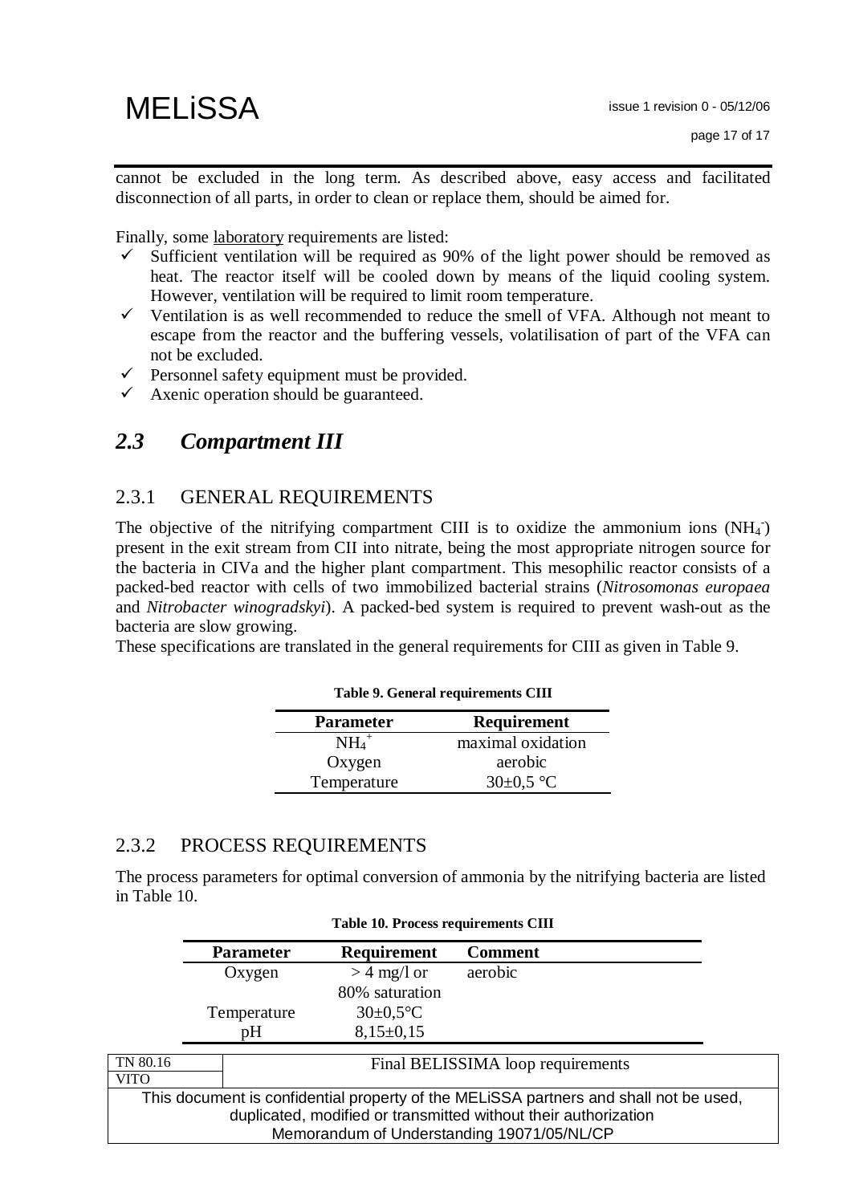cannot be excluded in the long term. As described above, easy access and facilitated disconnection of all parts, in order to clean or replace them, should be aimed for.

Finally, some laboratory requirements are listed:

- ✓ Sufficient ventilation will be required as 90% of the light power should be removed as heat. The reactor itself will be cooled down by means of the liquid cooling system. However, ventilation will be required to limit room temperature.
- ✓ Ventilation is as well recommended to reduce the smell of VFA. Although not meant to escape from the reactor and the buffering vessels, volatilisation of part of the VFA can not be excluded.
- ✓ Personnel safety equipment must be provided.
- ✓ Axenic operation should be guaranteed.

## *2.3 Compartment III*

### 2.3.1 GENERAL REQUIREMENTS

The objective of the nitrifying compartment CIII is to oxidize the ammonium ions ($NH_4^-$) present in the exit stream from CII into nitrate, being the most appropriate nitrogen source for the bacteria in CIVa and the higher plant compartment. This mesophilic reactor consists of a packed-bed reactor with cells of two immobilized bacterial strains (*Nitrosomonas europaea* and *Nitrobacter winogradskyi*). A packed-bed system is required to prevent wash-out as the bacteria are slow growing.

These specifications are translated in the general requirements for CIII as given in Table 9.

**Table 9. General requirements CIII**

| Parameter | Requirement |
|---|---|
| $NH_4^+$ | maximal oxidation |
| Oxygen | aerobic |
| Temperature | 30±0,5 °C |

### 2.3.2 PROCESS REQUIREMENTS

The process parameters for optimal conversion of ammonia by the nitrifying bacteria are listed in Table 10.

**Table 10. Process requirements CIII**

| Parameter | Requirement | Comment |
|---|---|---|
| Oxygen | > 4 mg/l or 80% saturation | aerobic |
| Temperature | 30±0,5°C | |
| pH | 8,15±0,15 | |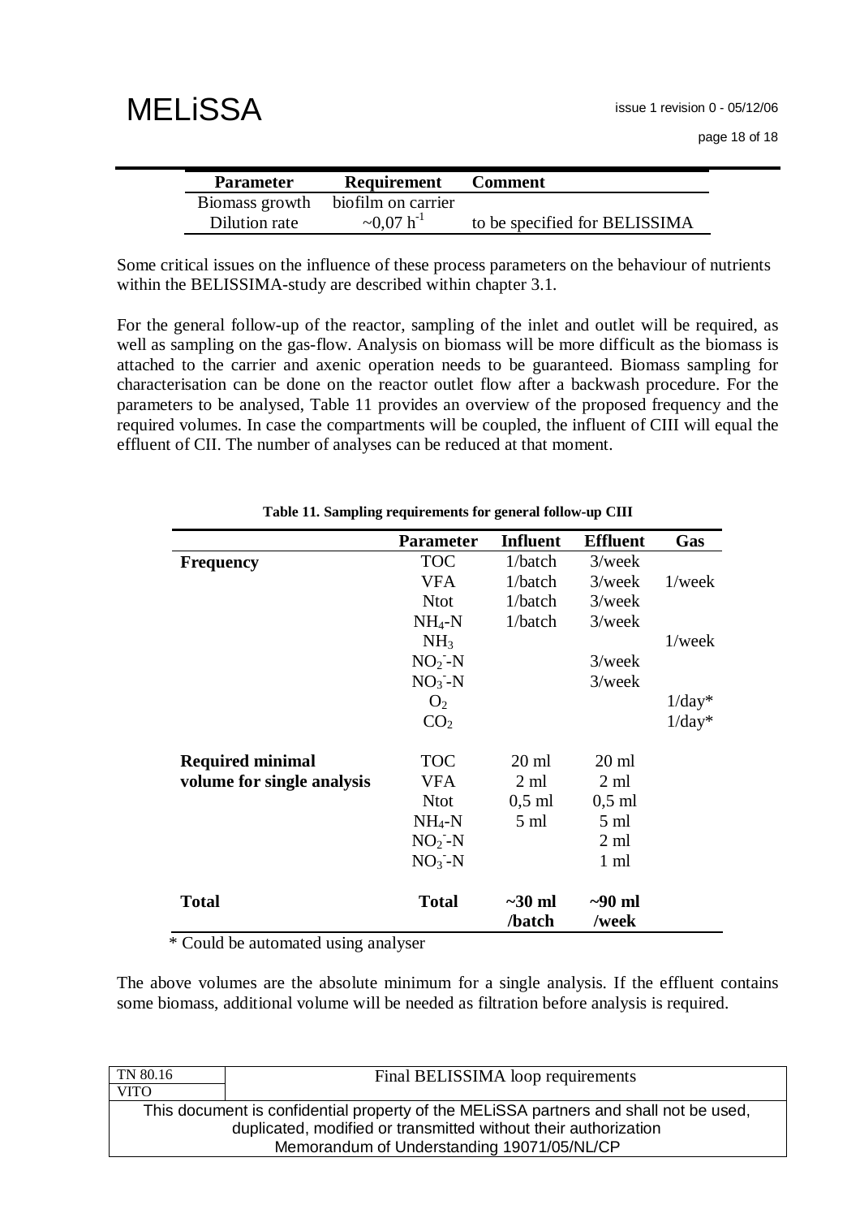| Parameter | Requirement | Comment |
| --- | --- | --- |
| Biomass growth | biofilm on carrier | |
| Dilution rate | ~0,07 $h^{-1}$ | to be specified for BELISSIMA |

Some critical issues on the influence of these process parameters on the behaviour of nutrients within the BELISSIMA-study are described within chapter 3.1.

For the general follow-up of the reactor, sampling of the inlet and outlet will be required, as well as sampling on the gas-flow. Analysis on biomass will be more difficult as the biomass is attached to the carrier and axenic operation needs to be guaranteed. Biomass sampling for characterisation can be done on the reactor outlet flow after a backwash procedure. For the parameters to be analysed, Table 11 provides an overview of the proposed frequency and the required volumes. In case the compartments will be coupled, the influent of CIII will equal the effluent of CII. The number of analyses can be reduced at that moment.

**Table 11. Sampling requirements for general follow-up CIII**

| | Parameter | Influent | Effluent | Gas |
| --- | --- | --- | --- | --- |
| **Frequency** | TOC | 1/batch | 3/week | |
| | VFA | 1/batch | 3/week | 1/week |
| | Ntot | 1/batch | 3/week | |
| | $NH_4$-N | 1/batch | 3/week | |
| | $NH_3$ | | | 1/week |
| | $NO_2^-$-N | | 3/week | |
| | $NO_3^-$-N | | 3/week | |
| | $O_2$ | | | 1/day* |
| | $CO_2$ | | | 1/day* |
| **Required minimal volume for single analysis** | TOC | 20 ml | 20 ml | |
| | VFA | 2 ml | 2 ml | |
| | Ntot | 0,5 ml | 0,5 ml | |
| | $NH_4$-N | 5 ml | 5 ml | |
| | $NO_2^-$-N | | 2 ml | |
| | $NO_3^-$-N | | 1 ml | |
| **Total** | **Total** | **~30 ml /batch** | **~90 ml /week** | |

\* Could be automated using analyser

The above volumes are the absolute minimum for a single analysis. If the effluent contains some biomass, additional volume will be needed as filtration before analysis is required.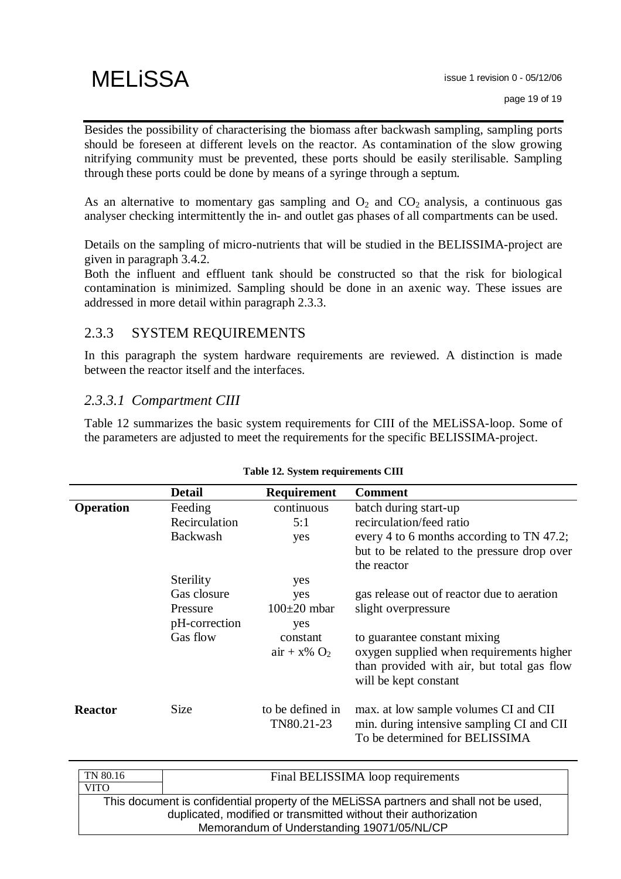Besides the possibility of characterising the biomass after backwash sampling, sampling ports should be foreseen at different levels on the reactor. As contamination of the slow growing nitrifying community must be prevented, these ports should be easily sterilisable. Sampling through these ports could be done by means of a syringe through a septum.

As an alternative to momentary gas sampling and $O_2$ and $CO_2$ analysis, a continuous gas analyser checking intermittently the in- and outlet gas phases of all compartments can be used.

Details on the sampling of micro-nutrients that will be studied in the BELISSIMA-project are given in paragraph 3.4.2.
Both the influent and effluent tank should be constructed so that the risk for biological contamination is minimized. Sampling should be done in an axenic way. These issues are addressed in more detail within paragraph 2.3.3.

### 2.3.3 SYSTEM REQUIREMENTS

In this paragraph the system hardware requirements are reviewed. A distinction is made between the reactor itself and the interfaces.

#### *2.3.3.1 Compartment CIII*

Table 12 summarizes the basic system requirements for CIII of the MELiSSA-loop. Some of the parameters are adjusted to meet the requirements for the specific BELISSIMA-project.

**Table 12. System requirements CIII**

| | Detail | Requirement | Comment |
|---|---|---|---|
| **Operation** | Feeding | continuous | batch during start-up |
| | Recirculation | 5:1 | recirculation/feed ratio |
| | Backwash | yes | every 4 to 6 months according to TN 47.2; but to be related to the pressure drop over the reactor |
| | Sterility | yes | |
| | Gas closure | yes | gas release out of reactor due to aeration |
| | Pressure | 100±20 mbar | slight overpressure |
| | pH-correction | yes | |
| | Gas flow | constant<br>air + x% $O_2$ | to guarantee constant mixing<br>oxygen supplied when requirements higher than provided with air, but total gas flow will be kept constant |
| **Reactor** | Size | to be defined in TN80.21-23 | max. at low sample volumes CI and CII<br>min. during intensive sampling CI and CII<br>To be determined for BELISSIMA |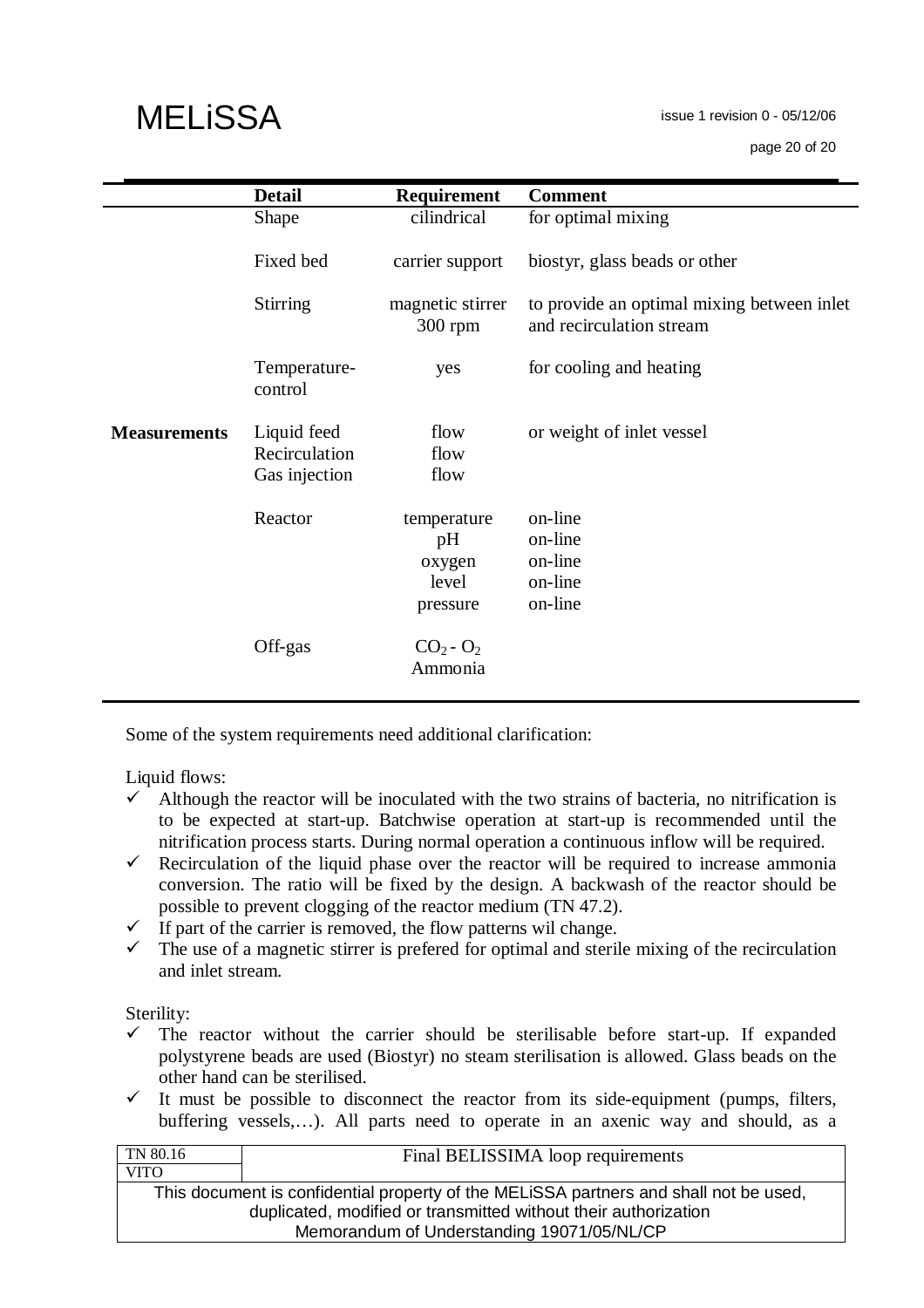| | Detail | Requirement | Comment |
|---|---|---|---|
| | Shape | cilindrical | for optimal mixing |
| | Fixed bed | carrier support | biostyr, glass beads or other |
| | Stirring | magnetic stirrer 300 rpm | to provide an optimal mixing between inlet and recirculation stream |
| | Temperature-control | yes | for cooling and heating |
| **Measurements** | Liquid feed | flow | or weight of inlet vessel |
| | Recirculation | flow | |
| | Gas injection | flow | |
| | Reactor | temperature | on-line |
| | | pH | on-line |
| | | oxygen | on-line |
| | | level | on-line |
| | | pressure | on-line |
| | Off-gas | $CO_2$ - $O_2$ | |
| | | Ammonia | |

Some of the system requirements need additional clarification:

Liquid flows:

- ✓ Although the reactor will be inoculated with the two strains of bacteria, no nitrification is to be expected at start-up. Batchwise operation at start-up is recommended until the nitrification process starts. During normal operation a continuous inflow will be required.
- ✓ Recirculation of the liquid phase over the reactor will be required to increase ammonia conversion. The ratio will be fixed by the design. A backwash of the reactor should be possible to prevent clogging of the reactor medium (TN 47.2).
- ✓ If part of the carrier is removed, the flow patterns wil change.
- ✓ The use of a magnetic stirrer is prefered for optimal and sterile mixing of the recirculation and inlet stream.

Sterility:

- ✓ The reactor without the carrier should be sterilisable before start-up. If expanded polystyrene beads are used (Biostyr) no steam sterilisation is allowed. Glass beads on the other hand can be sterilised.
- ✓ It must be possible to disconnect the reactor from its side-equipment (pumps, filters, buffering vessels,…). All parts need to operate in an axenic way and should, as a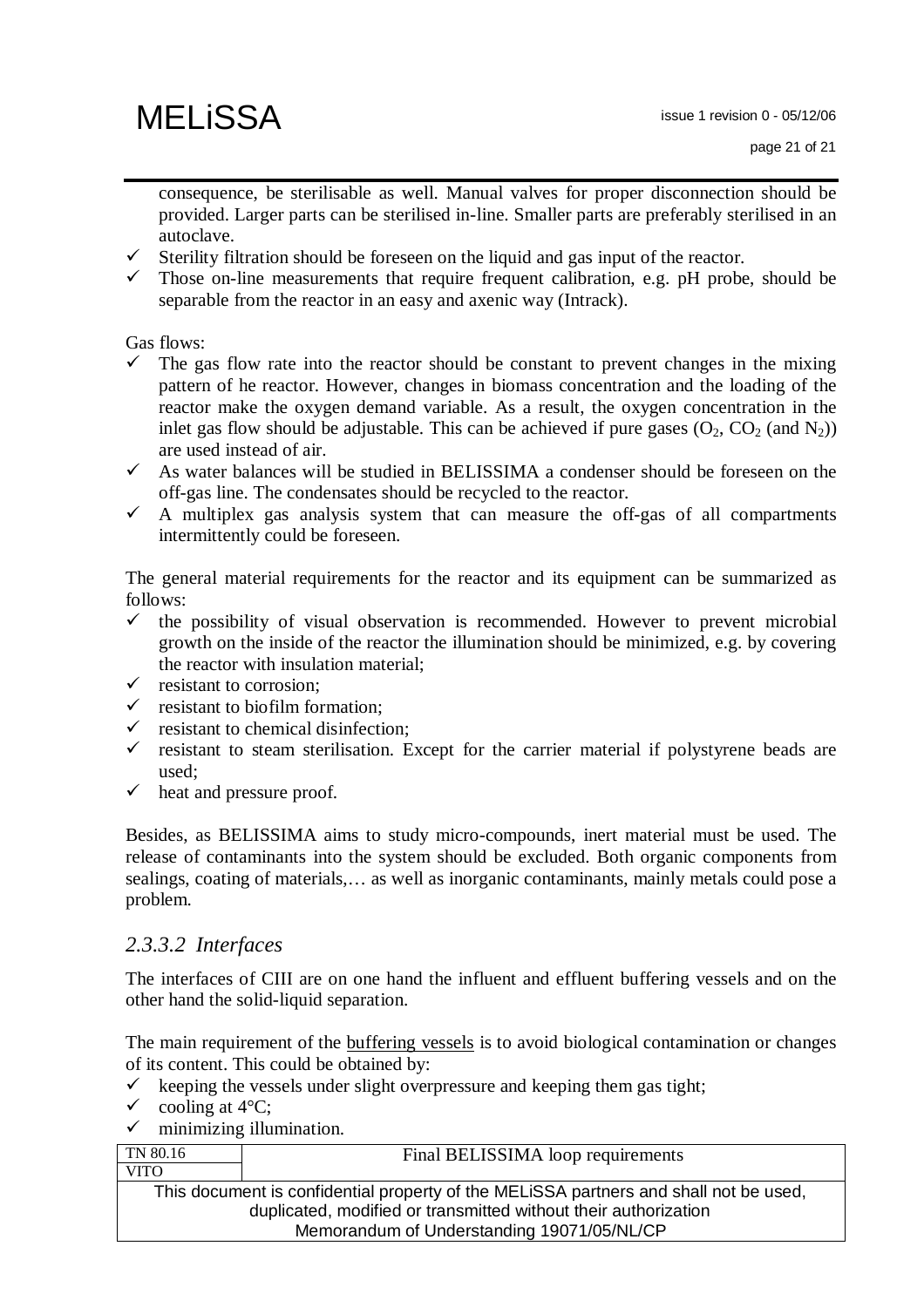consequence, be sterilisable as well. Manual valves for proper disconnection should be provided. Larger parts can be sterilised in-line. Smaller parts are preferably sterilised in an autoclave.

- ✓ Sterility filtration should be foreseen on the liquid and gas input of the reactor.
- ✓ Those on-line measurements that require frequent calibration, e.g. pH probe, should be separable from the reactor in an easy and axenic way (Intrack).

Gas flows:

- ✓ The gas flow rate into the reactor should be constant to prevent changes in the mixing pattern of he reactor. However, changes in biomass concentration and the loading of the reactor make the oxygen demand variable. As a result, the oxygen concentration in the inlet gas flow should be adjustable. This can be achieved if pure gases ($O_2$, $CO_2$ (and $N_2$)) are used instead of air.
- ✓ As water balances will be studied in BELISSIMA a condenser should be foreseen on the off-gas line. The condensates should be recycled to the reactor.
- ✓ A multiplex gas analysis system that can measure the off-gas of all compartments intermittently could be foreseen.

The general material requirements for the reactor and its equipment can be summarized as follows:

- ✓ the possibility of visual observation is recommended. However to prevent microbial growth on the inside of the reactor the illumination should be minimized, e.g. by covering the reactor with insulation material;
- ✓ resistant to corrosion;
- ✓ resistant to biofilm formation;
- ✓ resistant to chemical disinfection;
- ✓ resistant to steam sterilisation. Except for the carrier material if polystyrene beads are used;
- ✓ heat and pressure proof.

Besides, as BELISSIMA aims to study micro-compounds, inert material must be used. The release of contaminants into the system should be excluded. Both organic components from sealings, coating of materials,… as well as inorganic contaminants, mainly metals could pose a problem.

### *2.3.3.2 Interfaces*

The interfaces of CIII are on one hand the influent and effluent buffering vessels and on the other hand the solid-liquid separation.

The main requirement of the buffering vessels is to avoid biological contamination or changes of its content. This could be obtained by:

- ✓ keeping the vessels under slight overpressure and keeping them gas tight;
- ✓ cooling at 4°C;
- ✓ minimizing illumination.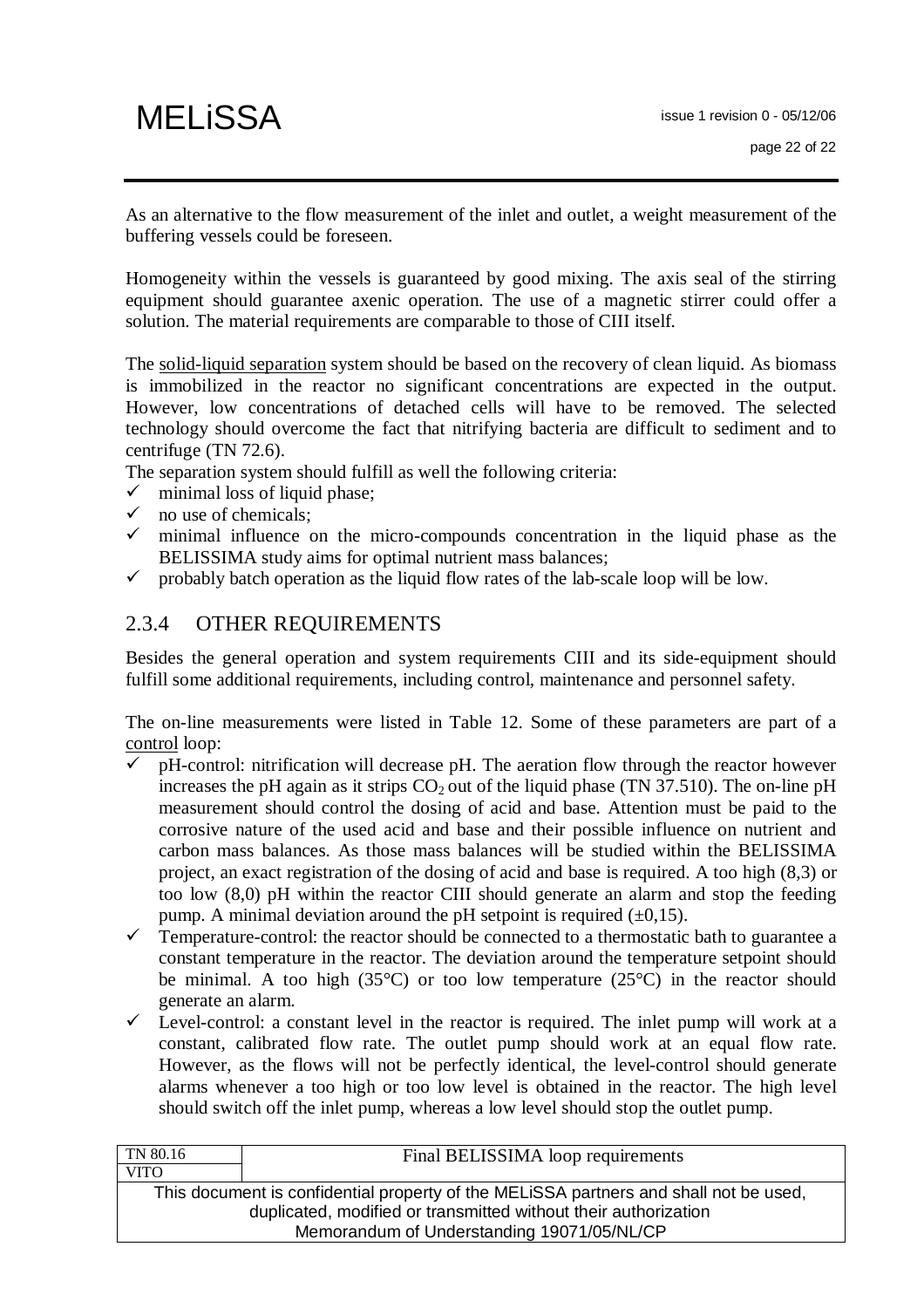As an alternative to the flow measurement of the inlet and outlet, a weight measurement of the buffering vessels could be foreseen.

Homogeneity within the vessels is guaranteed by good mixing. The axis seal of the stirring equipment should guarantee axenic operation. The use of a magnetic stirrer could offer a solution. The material requirements are comparable to those of CIII itself.

The <u>solid-liquid separation</u> system should be based on the recovery of clean liquid. As biomass is immobilized in the reactor no significant concentrations are expected in the output. However, low concentrations of detached cells will have to be removed. The selected technology should overcome the fact that nitrifying bacteria are difficult to sediment and to centrifuge (TN 72.6).

The separation system should fulfill as well the following criteria:

- ✓ minimal loss of liquid phase;
- ✓ no use of chemicals;
- ✓ minimal influence on the micro-compounds concentration in the liquid phase as the BELISSIMA study aims for optimal nutrient mass balances;
- ✓ probably batch operation as the liquid flow rates of the lab-scale loop will be low.

### 2.3.4 OTHER REQUIREMENTS

Besides the general operation and system requirements CIII and its side-equipment should fulfill some additional requirements, including control, maintenance and personnel safety.

The on-line measurements were listed in Table 12. Some of these parameters are part of a <u>control</u> loop:

- ✓ pH-control: nitrification will decrease pH. The aeration flow through the reactor however increases the pH again as it strips $CO_2$ out of the liquid phase (TN 37.510). The on-line pH measurement should control the dosing of acid and base. Attention must be paid to the corrosive nature of the used acid and base and their possible influence on nutrient and carbon mass balances. As those mass balances will be studied within the BELISSIMA project, an exact registration of the dosing of acid and base is required. A too high (8,3) or too low (8,0) pH within the reactor CIII should generate an alarm and stop the feeding pump. A minimal deviation around the pH setpoint is required (±0,15).
- ✓ Temperature-control: the reactor should be connected to a thermostatic bath to guarantee a constant temperature in the reactor. The deviation around the temperature setpoint should be minimal. A too high (35°C) or too low temperature (25°C) in the reactor should generate an alarm.
- ✓ Level-control: a constant level in the reactor is required. The inlet pump will work at a constant, calibrated flow rate. The outlet pump should work at an equal flow rate. However, as the flows will not be perfectly identical, the level-control should generate alarms whenever a too high or too low level is obtained in the reactor. The high level should switch off the inlet pump, whereas a low level should stop the outlet pump.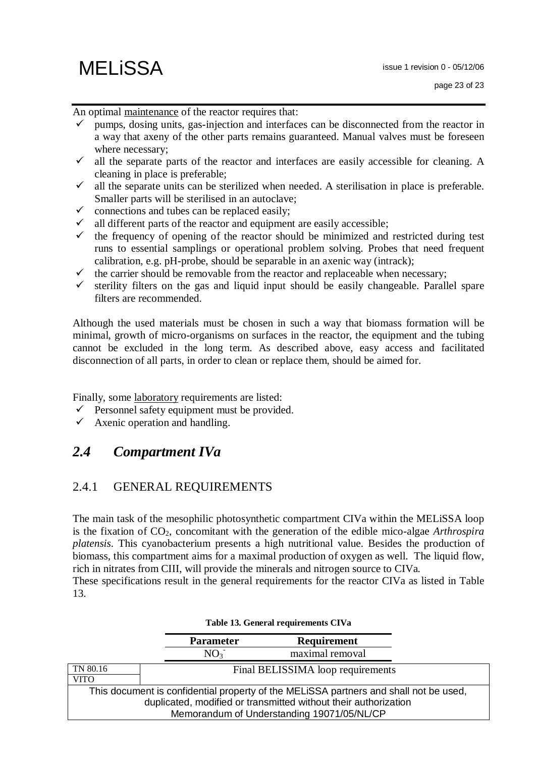An optimal maintenance of the reactor requires that:

- ✓ pumps, dosing units, gas-injection and interfaces can be disconnected from the reactor in a way that axeny of the other parts remains guaranteed. Manual valves must be foreseen where necessary;
- ✓ all the separate parts of the reactor and interfaces are easily accessible for cleaning. A cleaning in place is preferable;
- ✓ all the separate units can be sterilized when needed. A sterilisation in place is preferable. Smaller parts will be sterilised in an autoclave;
- ✓ connections and tubes can be replaced easily;
- ✓ all different parts of the reactor and equipment are easily accessible;
- ✓ the frequency of opening of the reactor should be minimized and restricted during test runs to essential samplings or operational problem solving. Probes that need frequent calibration, e.g. pH-probe, should be separable in an axenic way (intrack);
- ✓ the carrier should be removable from the reactor and replaceable when necessary;
- ✓ sterility filters on the gas and liquid input should be easily changeable. Parallel spare filters are recommended.

Although the used materials must be chosen in such a way that biomass formation will be minimal, growth of micro-organisms on surfaces in the reactor, the equipment and the tubing cannot be excluded in the long term. As described above, easy access and facilitated disconnection of all parts, in order to clean or replace them, should be aimed for.

Finally, some laboratory requirements are listed:

- ✓ Personnel safety equipment must be provided.
- ✓ Axenic operation and handling.

## *2.4 Compartment IVa*

### 2.4.1 GENERAL REQUIREMENTS

The main task of the mesophilic photosynthetic compartment CIVa within the MELiSSA loop is the fixation of $CO_2$, concomitant with the generation of the edible mico-algae *Arthrospira platensis*. This cyanobacterium presents a high nutritional value. Besides the production of biomass, this compartment aims for a maximal production of oxygen as well. The liquid flow, rich in nitrates from CIII, will provide the minerals and nitrogen source to CIVa.

These specifications result in the general requirements for the reactor CIVa as listed in Table 13.

**Table 13. General requirements CIVa**

| Parameter | Requirement |
|---|---|
| $NO_3^-$ | maximal removal |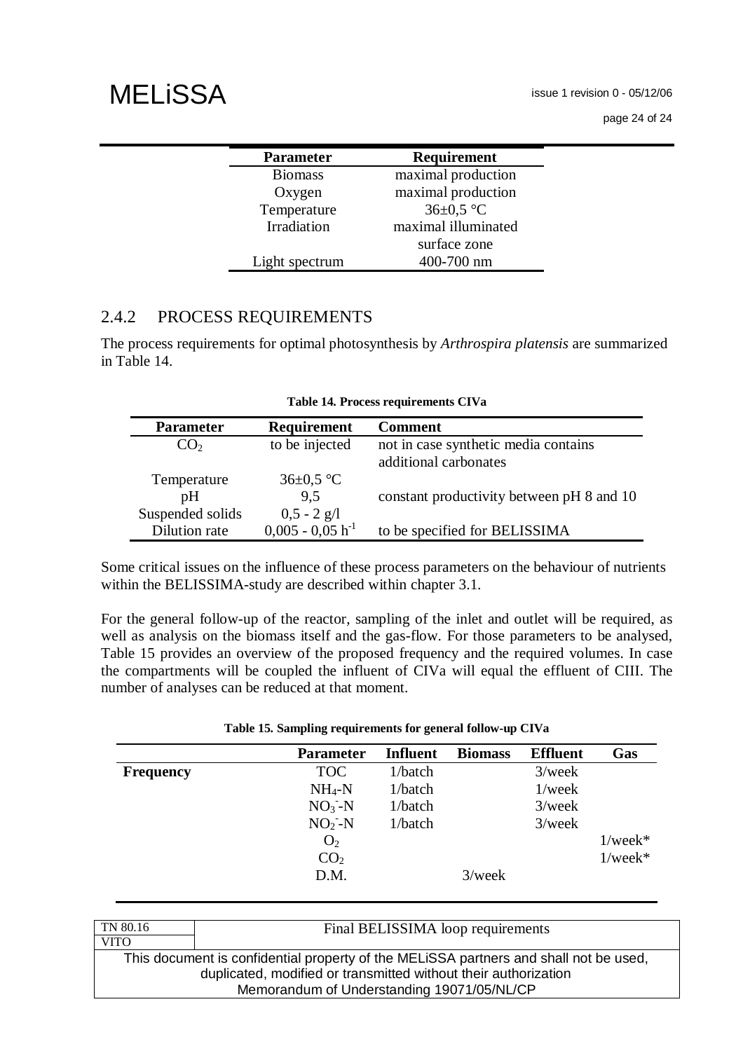| Parameter | Requirement |
|---|---|
| Biomass | maximal production |
| Oxygen | maximal production |
| Temperature | 36±0,5 °C |
| Irradiation | maximal illuminated surface zone |
| Light spectrum | 400-700 nm |

## 2.4.2 PROCESS REQUIREMENTS

The process requirements for optimal photosynthesis by *Arthrospira platensis* are summarized in Table 14.

**Table 14. Process requirements CIVa**

| Parameter | Requirement | Comment |
|---|---|---|
| $CO_2$ | to be injected | not in case synthetic media contains additional carbonates |
| Temperature | 36±0,5 °C | |
| pH | 9,5 | constant productivity between pH 8 and 10 |
| Suspended solids | 0,5 - 2 g/l | |
| Dilution rate | 0,005 - 0,05 $h^{-1}$ | to be specified for BELISSIMA |

Some critical issues on the influence of these process parameters on the behaviour of nutrients within the BELISSIMA-study are described within chapter 3.1.

For the general follow-up of the reactor, sampling of the inlet and outlet will be required, as well as analysis on the biomass itself and the gas-flow. For those parameters to be analysed, Table 15 provides an overview of the proposed frequency and the required volumes. In case the compartments will be coupled the influent of CIVa will equal the effluent of CIII. The number of analyses can be reduced at that moment.

**Table 15. Sampling requirements for general follow-up CIVa**

| | Parameter | Influent | Biomass | Effluent | Gas |
|---|---|---|---|---|---|
| **Frequency** | TOC | 1/batch | | 3/week | |
| | $NH_4$-N | 1/batch | | 1/week | |
| | $NO_3^-$-N | 1/batch | | 3/week | |
| | $NO_2^-$-N | 1/batch | | 3/week | |
| | $O_2$ | | | | 1/week* |
| | $CO_2$ | | | | 1/week* |
| | D.M. | | 3/week | | |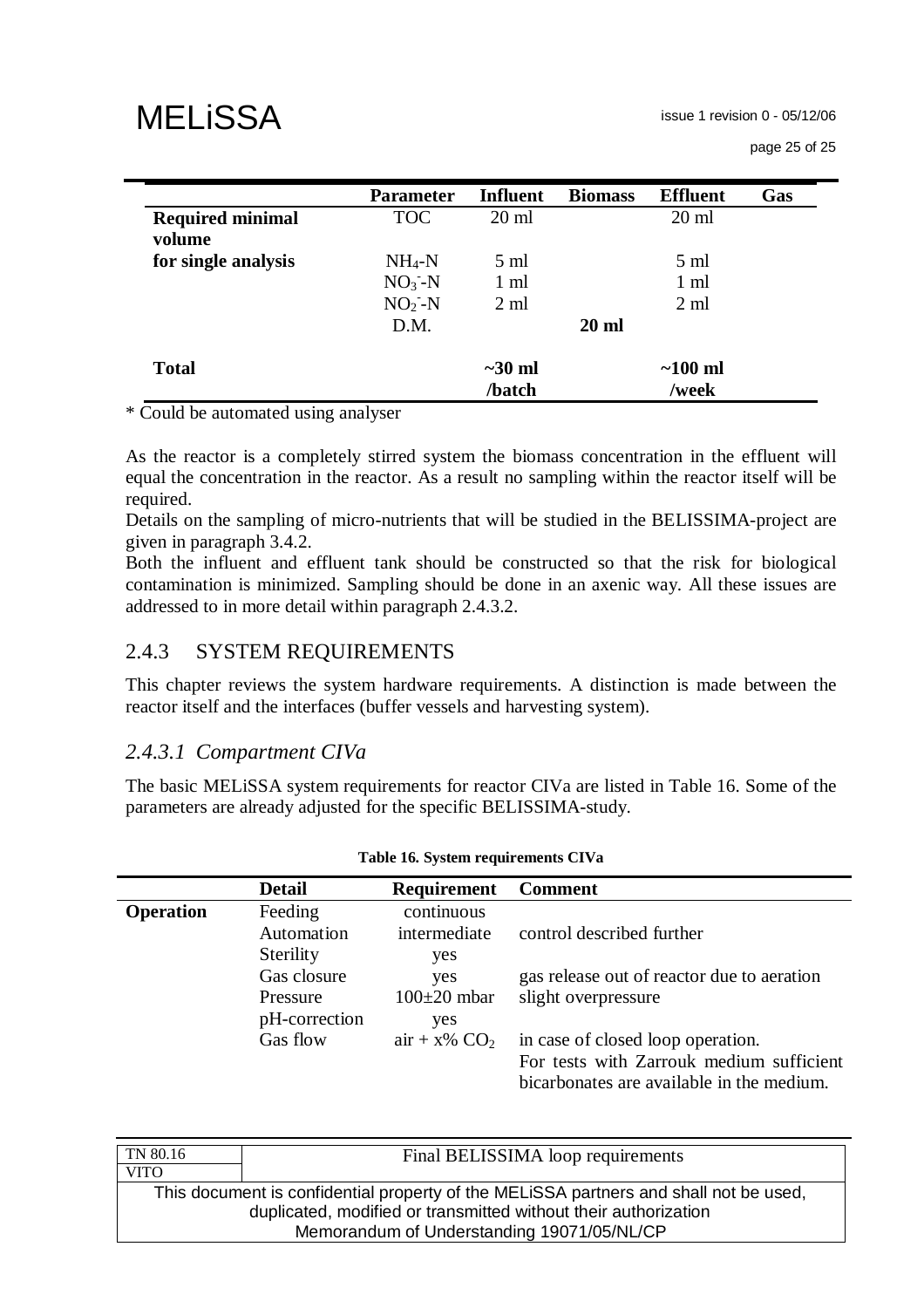| | Parameter | Influent | Biomass | Effluent | Gas |
|---|---|---|---|---|---|
| **Required minimal volume** | TOC | 20 ml | | 20 ml | |
| **for single analysis** | $NH_4$-N | 5 ml | | 5 ml | |
| | $NO_3^-$-N | 1 ml | | 1 ml | |
| | $NO_2^-$-N | 2 ml | | 2 ml | |
| | D.M. | | **20 ml** | | |
| **Total** | | **~30 ml /batch** | | **~100 ml /week** | |

\* Could be automated using analyser

As the reactor is a completely stirred system the biomass concentration in the effluent will equal the concentration in the reactor. As a result no sampling within the reactor itself will be required.

Details on the sampling of micro-nutrients that will be studied in the BELISSIMA-project are given in paragraph 3.4.2.

Both the influent and effluent tank should be constructed so that the risk for biological contamination is minimized. Sampling should be done in an axenic way. All these issues are addressed to in more detail within paragraph 2.4.3.2.

## 2.4.3 SYSTEM REQUIREMENTS

This chapter reviews the system hardware requirements. A distinction is made between the reactor itself and the interfaces (buffer vessels and harvesting system).

### *2.4.3.1 Compartment CIVa*

The basic MELiSSA system requirements for reactor CIVa are listed in Table 16. Some of the parameters are already adjusted for the specific BELISSIMA-study.

**Table 16. System requirements CIVa**

| | Detail | Requirement | Comment |
|---|---|---|---|
| **Operation** | Feeding | continuous | |
| | Automation | intermediate | control described further |
| | Sterility | yes | |
| | Gas closure | yes | gas release out of reactor due to aeration |
| | Pressure | 100±20 mbar | slight overpressure |
| | pH-correction | yes | |
| | Gas flow | air + x% $CO_2$ | in case of closed loop operation. For tests with Zarrouk medium sufficient bicarbonates are available in the medium. |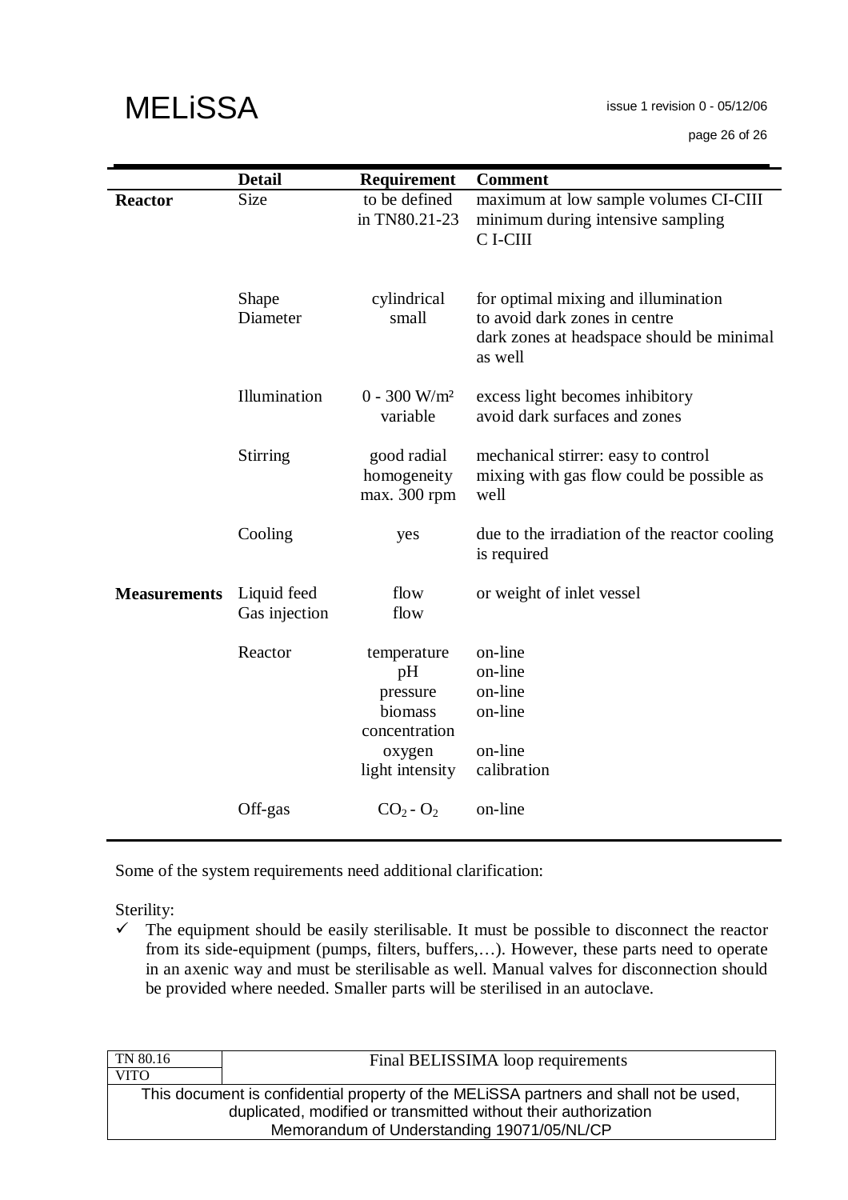| | Detail | Requirement | Comment |
|---|---|---|---|
| **Reactor** | Size | to be defined in TN80.21-23 | maximum at low sample volumes CI-CIII<br>minimum during intensive sampling C I-CIII |
| | Shape<br>Diameter | cylindrical<br>small | for optimal mixing and illumination<br>to avoid dark zones in centre<br>dark zones at headspace should be minimal as well |
| | Illumination | 0 - 300 W/m² variable | excess light becomes inhibitory<br>avoid dark surfaces and zones |
| | Stirring | good radial homogeneity max. 300 rpm | mechanical stirrer: easy to control<br>mixing with gas flow could be possible as well |
| | Cooling | yes | due to the irradiation of the reactor cooling is required |
| **Measurements** | Liquid feed<br>Gas injection | flow<br>flow | or weight of inlet vessel |
| | Reactor | temperature<br>pH<br>pressure<br>biomass concentration<br>oxygen<br>light intensity | on-line<br>on-line<br>on-line<br>on-line<br><br>on-line<br>calibration |
| | Off-gas | $CO_2$ - $O_2$ | on-line |

Some of the system requirements need additional clarification:

Sterility:

- ✓ The equipment should be easily sterilisable. It must be possible to disconnect the reactor from its side-equipment (pumps, filters, buffers,…). However, these parts need to operate in an axenic way and must be sterilisable as well. Manual valves for disconnection should be provided where needed. Smaller parts will be sterilised in an autoclave.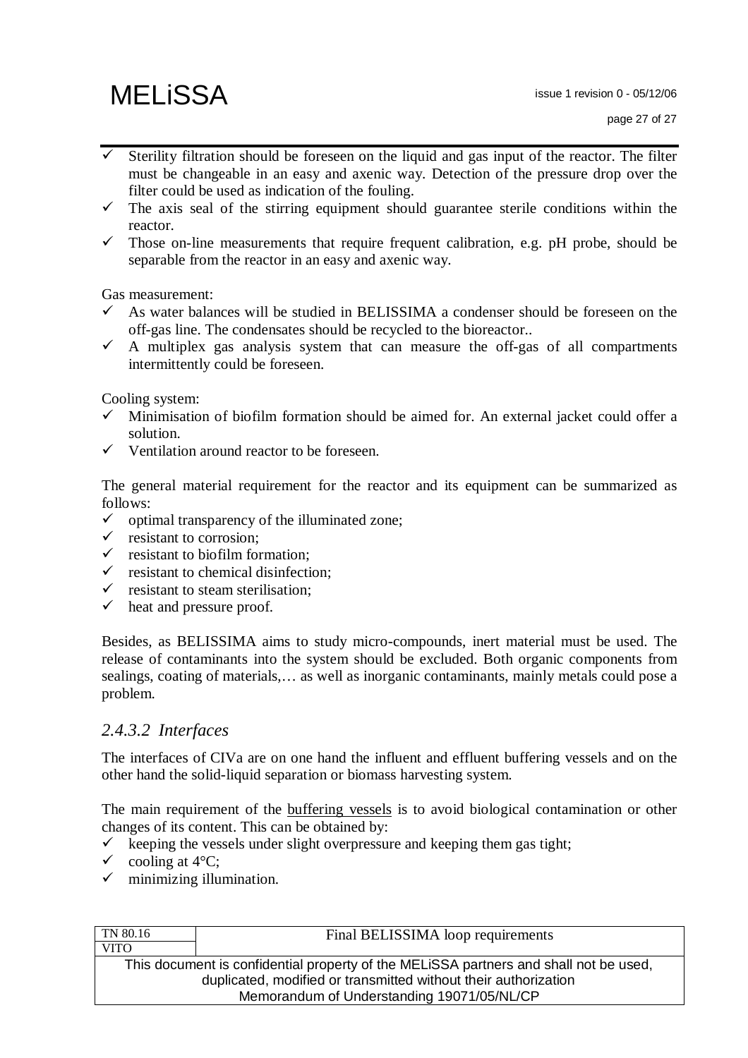- ✓ Sterility filtration should be foreseen on the liquid and gas input of the reactor. The filter must be changeable in an easy and axenic way. Detection of the pressure drop over the filter could be used as indication of the fouling.
- ✓ The axis seal of the stirring equipment should guarantee sterile conditions within the reactor.
- ✓ Those on-line measurements that require frequent calibration, e.g. pH probe, should be separable from the reactor in an easy and axenic way.

Gas measurement:

- ✓ As water balances will be studied in BELISSIMA a condenser should be foreseen on the off-gas line. The condensates should be recycled to the bioreactor..
- ✓ A multiplex gas analysis system that can measure the off-gas of all compartments intermittently could be foreseen.

Cooling system:

- ✓ Minimisation of biofilm formation should be aimed for. An external jacket could offer a solution.
- ✓ Ventilation around reactor to be foreseen.

The general material requirement for the reactor and its equipment can be summarized as follows:

- ✓ optimal transparency of the illuminated zone;
- ✓ resistant to corrosion;
- ✓ resistant to biofilm formation;
- ✓ resistant to chemical disinfection;
- ✓ resistant to steam sterilisation;
- ✓ heat and pressure proof.

Besides, as BELISSIMA aims to study micro-compounds, inert material must be used. The release of contaminants into the system should be excluded. Both organic components from sealings, coating of materials,… as well as inorganic contaminants, mainly metals could pose a problem.

#### *2.4.3.2 Interfaces*

The interfaces of CIVa are on one hand the influent and effluent buffering vessels and on the other hand the solid-liquid separation or biomass harvesting system.

The main requirement of the buffering vessels is to avoid biological contamination or other changes of its content. This can be obtained by:

- ✓ keeping the vessels under slight overpressure and keeping them gas tight;
- ✓ cooling at 4°C;
- ✓ minimizing illumination.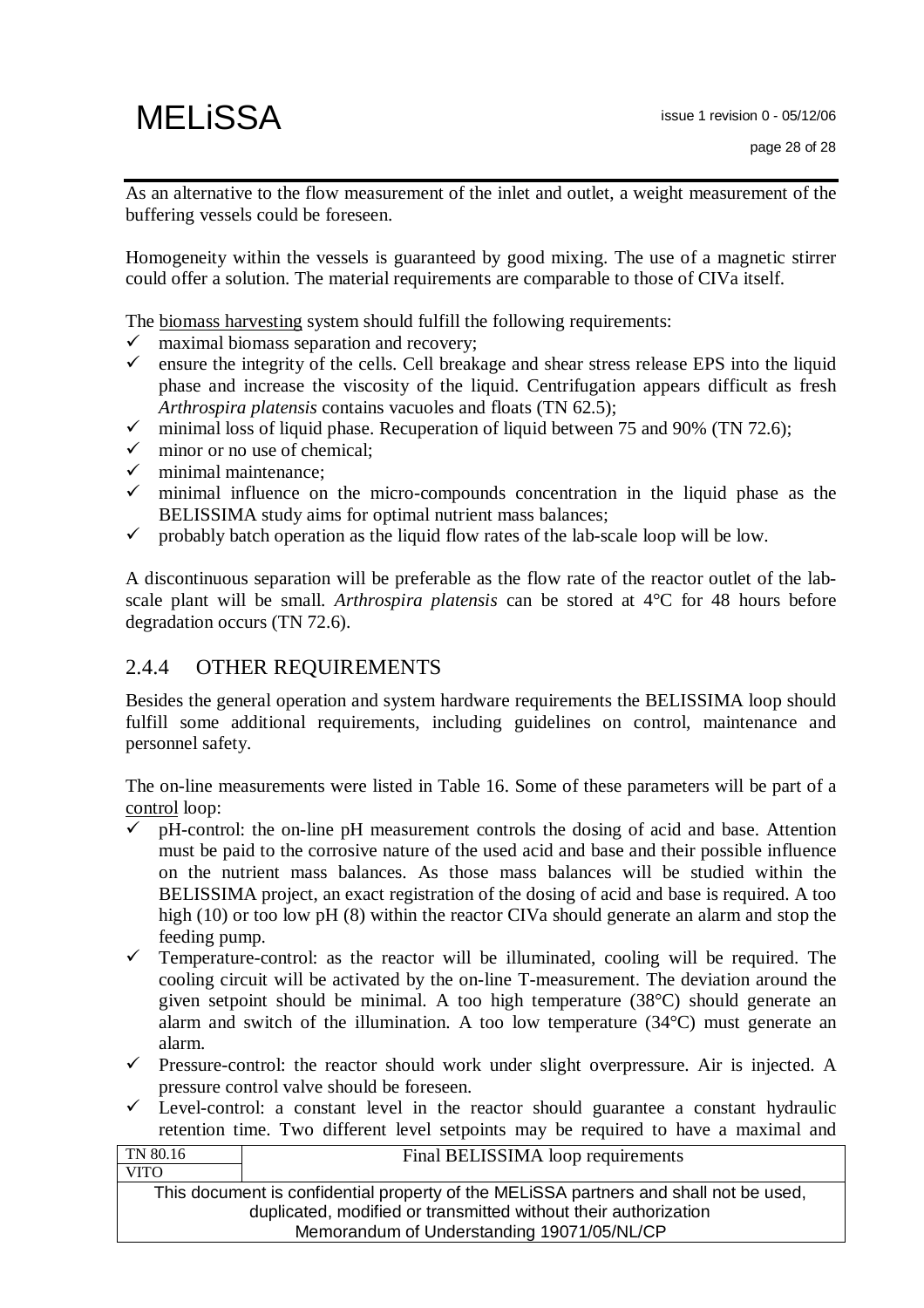As an alternative to the flow measurement of the inlet and outlet, a weight measurement of the buffering vessels could be foreseen.

Homogeneity within the vessels is guaranteed by good mixing. The use of a magnetic stirrer could offer a solution. The material requirements are comparable to those of CIVa itself.

The biomass harvesting system should fulfill the following requirements:

- ✓ maximal biomass separation and recovery;
- ✓ ensure the integrity of the cells. Cell breakage and shear stress release EPS into the liquid phase and increase the viscosity of the liquid. Centrifugation appears difficult as fresh *Arthrospira platensis* contains vacuoles and floats (TN 62.5);
- ✓ minimal loss of liquid phase. Recuperation of liquid between 75 and 90% (TN 72.6);
- ✓ minor or no use of chemical;
- ✓ minimal maintenance;
- ✓ minimal influence on the micro-compounds concentration in the liquid phase as the BELISSIMA study aims for optimal nutrient mass balances;
- ✓ probably batch operation as the liquid flow rates of the lab-scale loop will be low.

A discontinuous separation will be preferable as the flow rate of the reactor outlet of the lab-scale plant will be small. *Arthrospira platensis* can be stored at 4°C for 48 hours before degradation occurs (TN 72.6).

### 2.4.4 OTHER REQUIREMENTS

Besides the general operation and system hardware requirements the BELISSIMA loop should fulfill some additional requirements, including guidelines on control, maintenance and personnel safety.

The on-line measurements were listed in Table 16. Some of these parameters will be part of a control loop:

- ✓ pH-control: the on-line pH measurement controls the dosing of acid and base. Attention must be paid to the corrosive nature of the used acid and base and their possible influence on the nutrient mass balances. As those mass balances will be studied within the BELISSIMA project, an exact registration of the dosing of acid and base is required. A too high (10) or too low pH (8) within the reactor CIVa should generate an alarm and stop the feeding pump.
- ✓ Temperature-control: as the reactor will be illuminated, cooling will be required. The cooling circuit will be activated by the on-line T-measurement. The deviation around the given setpoint should be minimal. A too high temperature (38°C) should generate an alarm and switch of the illumination. A too low temperature (34°C) must generate an alarm.
- ✓ Pressure-control: the reactor should work under slight overpressure. Air is injected. A pressure control valve should be foreseen.
- ✓ Level-control: a constant level in the reactor should guarantee a constant hydraulic retention time. Two different level setpoints may be required to have a maximal and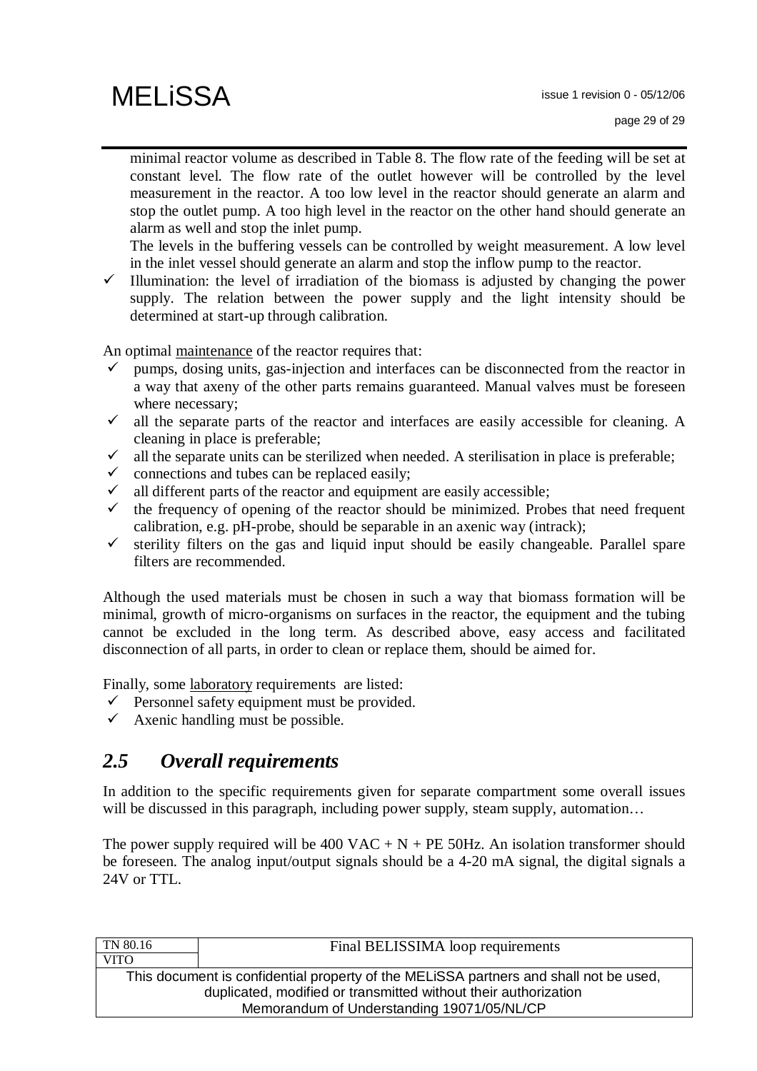minimal reactor volume as described in Table 8. The flow rate of the feeding will be set at constant level. The flow rate of the outlet however will be controlled by the level measurement in the reactor. A too low level in the reactor should generate an alarm and stop the outlet pump. A too high level in the reactor on the other hand should generate an alarm as well and stop the inlet pump.

The levels in the buffering vessels can be controlled by weight measurement. A low level in the inlet vessel should generate an alarm and stop the inflow pump to the reactor.

- ✓ Illumination: the level of irradiation of the biomass is adjusted by changing the power supply. The relation between the power supply and the light intensity should be determined at start-up through calibration.

An optimal maintenance of the reactor requires that:

- ✓ pumps, dosing units, gas-injection and interfaces can be disconnected from the reactor in a way that axeny of the other parts remains guaranteed. Manual valves must be foreseen where necessary;
- ✓ all the separate parts of the reactor and interfaces are easily accessible for cleaning. A cleaning in place is preferable;
- ✓ all the separate units can be sterilized when needed. A sterilisation in place is preferable;
- ✓ connections and tubes can be replaced easily;
- ✓ all different parts of the reactor and equipment are easily accessible;
- ✓ the frequency of opening of the reactor should be minimized. Probes that need frequent calibration, e.g. pH-probe, should be separable in an axenic way (intrack);
- ✓ sterility filters on the gas and liquid input should be easily changeable. Parallel spare filters are recommended.

Although the used materials must be chosen in such a way that biomass formation will be minimal, growth of micro-organisms on surfaces in the reactor, the equipment and the tubing cannot be excluded in the long term. As described above, easy access and facilitated disconnection of all parts, in order to clean or replace them, should be aimed for.

Finally, some laboratory requirements are listed:

- ✓ Personnel safety equipment must be provided.
- ✓ Axenic handling must be possible.

## *2.5 Overall requirements*

In addition to the specific requirements given for separate compartment some overall issues will be discussed in this paragraph, including power supply, steam supply, automation…

The power supply required will be 400 VAC + N + PE 50Hz. An isolation transformer should be foreseen. The analog input/output signals should be a 4-20 mA signal, the digital signals a 24V or TTL.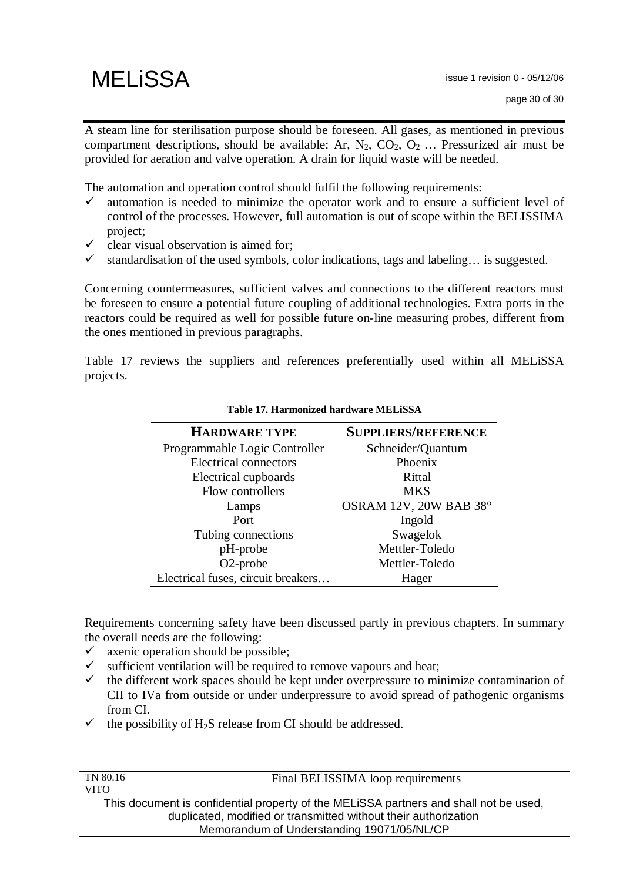A steam line for sterilisation purpose should be foreseen. All gases, as mentioned in previous compartment descriptions, should be available: Ar, $N_2$, $CO_2$, $O_2$ … Pressurized air must be provided for aeration and valve operation. A drain for liquid waste will be needed.

The automation and operation control should fulfil the following requirements:

- ✓ automation is needed to minimize the operator work and to ensure a sufficient level of control of the processes. However, full automation is out of scope within the BELISSIMA project;
- ✓ clear visual observation is aimed for;
- ✓ standardisation of the used symbols, color indications, tags and labeling… is suggested.

Concerning countermeasures, sufficient valves and connections to the different reactors must be foreseen to ensure a potential future coupling of additional technologies. Extra ports in the reactors could be required as well for possible future on-line measuring probes, different from the ones mentioned in previous paragraphs.

Table 17 reviews the suppliers and references preferentially used within all MELiSSA projects.

**Table 17. Harmonized hardware MELiSSA**

| HARDWARE TYPE | SUPPLIERS/REFERENCE |
|---|---|
| Programmable Logic Controller | Schneider/Quantum |
| Electrical connectors | Phoenix |
| Electrical cupboards | Rittal |
| Flow controllers | MKS |
| Lamps | OSRAM 12V, 20W BAB 38° |
| Port | Ingold |
| Tubing connections | Swagelok |
| pH-probe | Mettler-Toledo |
| O2-probe | Mettler-Toledo |
| Electrical fuses, circuit breakers… | Hager |

Requirements concerning safety have been discussed partly in previous chapters. In summary the overall needs are the following:

- ✓ axenic operation should be possible;
- ✓ sufficient ventilation will be required to remove vapours and heat;
- ✓ the different work spaces should be kept under overpressure to minimize contamination of CII to IVa from outside or under underpressure to avoid spread of pathogenic organisms from CI.
- ✓ the possibility of $H_2S$ release from CI should be addressed.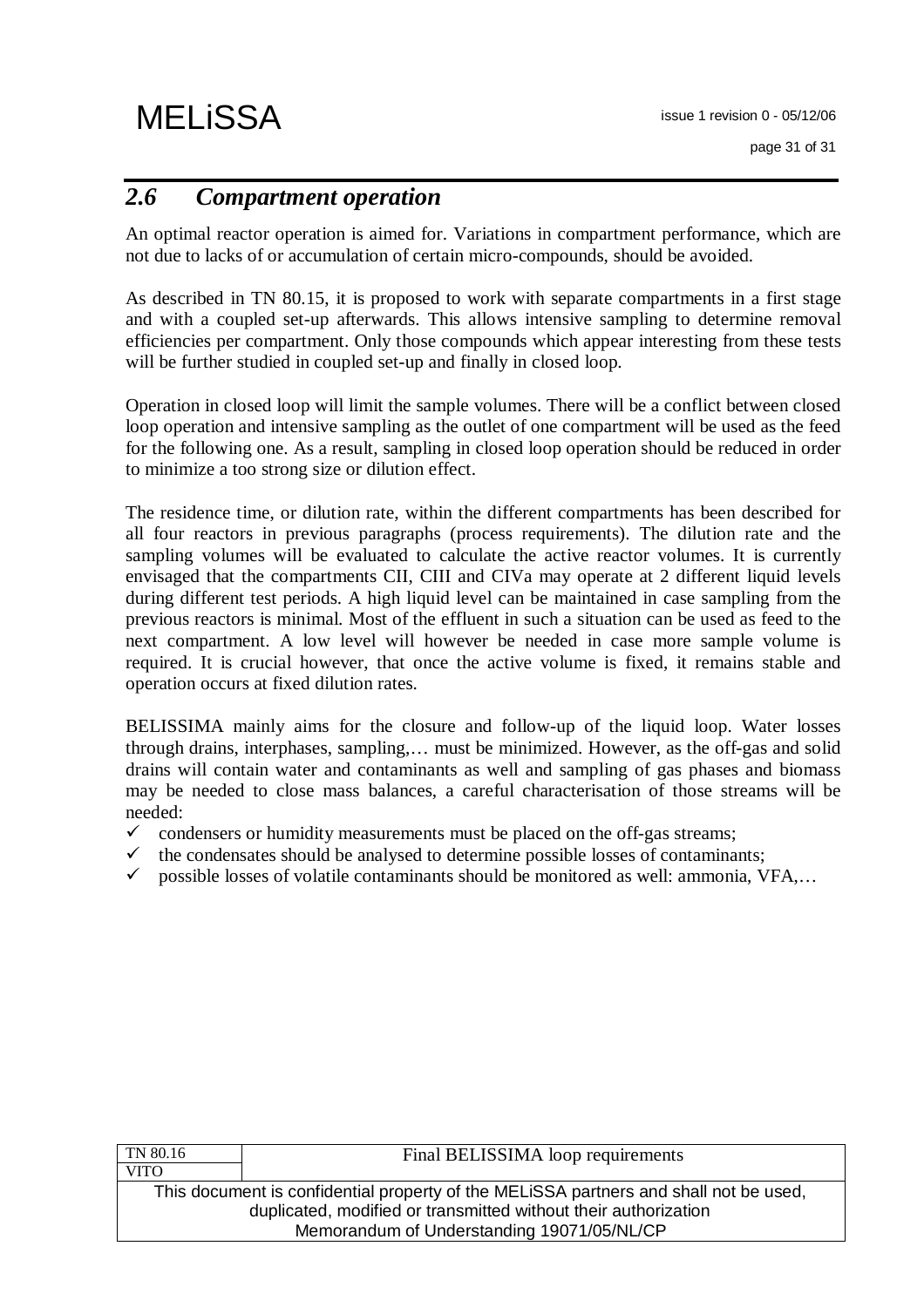## *2.6 Compartment operation*

An optimal reactor operation is aimed for. Variations in compartment performance, which are not due to lacks of or accumulation of certain micro-compounds, should be avoided.

As described in TN 80.15, it is proposed to work with separate compartments in a first stage and with a coupled set-up afterwards. This allows intensive sampling to determine removal efficiencies per compartment. Only those compounds which appear interesting from these tests will be further studied in coupled set-up and finally in closed loop.

Operation in closed loop will limit the sample volumes. There will be a conflict between closed loop operation and intensive sampling as the outlet of one compartment will be used as the feed for the following one. As a result, sampling in closed loop operation should be reduced in order to minimize a too strong size or dilution effect.

The residence time, or dilution rate, within the different compartments has been described for all four reactors in previous paragraphs (process requirements). The dilution rate and the sampling volumes will be evaluated to calculate the active reactor volumes. It is currently envisaged that the compartments CII, CIII and CIVa may operate at 2 different liquid levels during different test periods. A high liquid level can be maintained in case sampling from the previous reactors is minimal. Most of the effluent in such a situation can be used as feed to the next compartment. A low level will however be needed in case more sample volume is required. It is crucial however, that once the active volume is fixed, it remains stable and operation occurs at fixed dilution rates.

BELISSIMA mainly aims for the closure and follow-up of the liquid loop. Water losses through drains, interphases, sampling,… must be minimized. However, as the off-gas and solid drains will contain water and contaminants as well and sampling of gas phases and biomass may be needed to close mass balances, a careful characterisation of those streams will be needed:

- ✓ condensers or humidity measurements must be placed on the off-gas streams;
- ✓ the condensates should be analysed to determine possible losses of contaminants;
- ✓ possible losses of volatile contaminants should be monitored as well: ammonia, VFA,…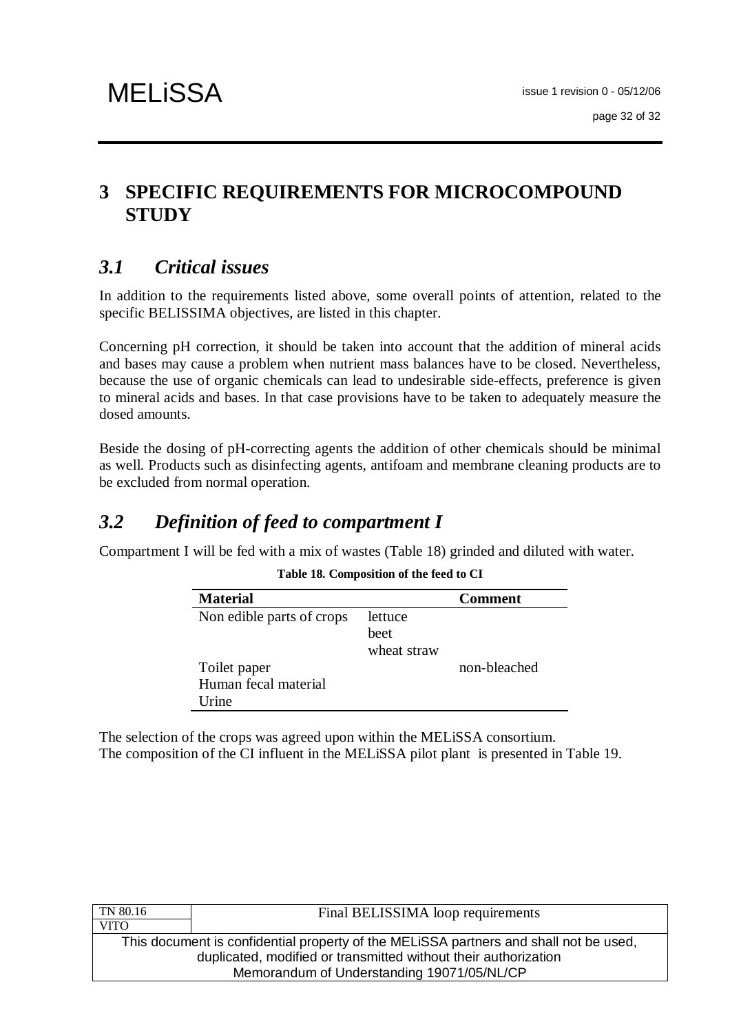# 3 SPECIFIC REQUIREMENTS FOR MICROCOMPOUND STUDY

## *3.1 Critical issues*

In addition to the requirements listed above, some overall points of attention, related to the specific BELISSIMA objectives, are listed in this chapter.

Concerning pH correction, it should be taken into account that the addition of mineral acids and bases may cause a problem when nutrient mass balances have to be closed. Nevertheless, because the use of organic chemicals can lead to undesirable side-effects, preference is given to mineral acids and bases. In that case provisions have to be taken to adequately measure the dosed amounts.

Beside the dosing of pH-correcting agents the addition of other chemicals should be minimal as well. Products such as disinfecting agents, antifoam and membrane cleaning products are to be excluded from normal operation.

## *3.2 Definition of feed to compartment I*

Compartment I will be fed with a mix of wastes (Table 18) grinded and diluted with water.

**Table 18. Composition of the feed to CI**

| Material | | Comment |
|---|---|---|
| Non edible parts of crops | lettuce | |
| | beet | |
| | wheat straw | |
| Toilet paper | | non-bleached |
| Human fecal material | | |
| Urine | | |

The selection of the crops was agreed upon within the MELiSSA consortium.
The composition of the CI influent in the MELiSSA pilot plant is presented in Table 19.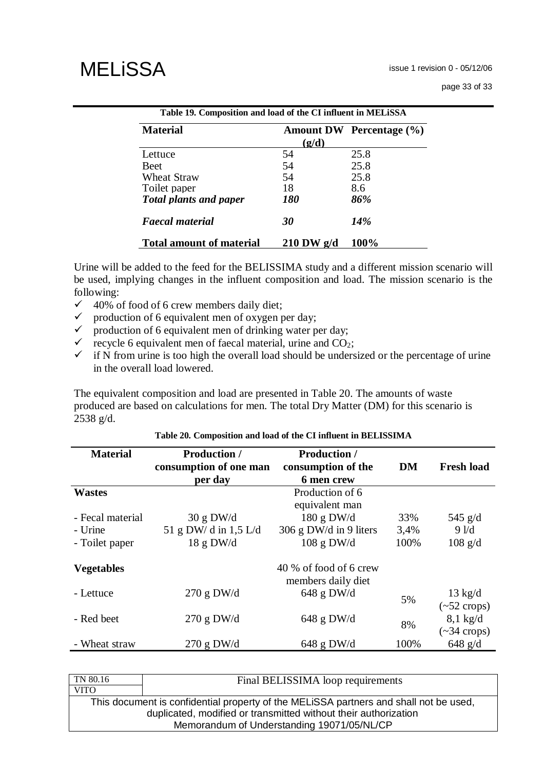**Table 19. Composition and load of the CI influent in MELiSSA**

| Material | Amount DW (g/d) | Percentage (%) |
|---|---|---|
| Lettuce | 54 | 25.8 |
| Beet | 54 | 25.8 |
| Wheat Straw | 54 | 25.8 |
| Toilet paper | 18 | 8.6 |
| ***Total plants and paper*** | ***180*** | ***86%*** |
| ***Faecal material*** | ***30*** | ***14%*** |
| **Total amount of material** | **210 DW g/d** | **100%** |

Urine will be added to the feed for the BELISSIMA study and a different mission scenario will be used, implying changes in the influent composition and load. The mission scenario is the following:

- ✓ 40% of food of 6 crew members daily diet;
- ✓ production of 6 equivalent men of oxygen per day;
- ✓ production of 6 equivalent men of drinking water per day;
- ✓ recycle 6 equivalent men of faecal material, urine and $CO_2$;
- ✓ if N from urine is too high the overall load should be undersized or the percentage of urine in the overall load lowered.

The equivalent composition and load are presented in Table 20. The amounts of waste produced are based on calculations for men. The total Dry Matter (DM) for this scenario is 2538 g/d.

**Table 20. Composition and load of the CI influent in BELISSIMA**

| Material | Production / consumption of one man per day | Production / consumption of the 6 men crew | DM | Fresh load |
|---|---|---|---|---|
| **Wastes** | | Production of 6 equivalent man | | |
| - Fecal material | 30 g DW/d | 180 g DW/d | 33% | 545 g/d |
| - Urine | 51 g DW/ d in 1,5 L/d | 306 g DW/d in 9 liters | 3,4% | 9 l/d |
| - Toilet paper | 18 g DW/d | 108 g DW/d | 100% | 108 g/d |
| **Vegetables** | | 40 % of food of 6 crew members daily diet | | |
| - Lettuce | 270 g DW/d | 648 g DW/d | 5% | 13 kg/d (~52 crops) |
| - Red beet | 270 g DW/d | 648 g DW/d | 8% | 8,1 kg/d (~34 crops) |
| - Wheat straw | 270 g DW/d | 648 g DW/d | 100% | 648 g/d |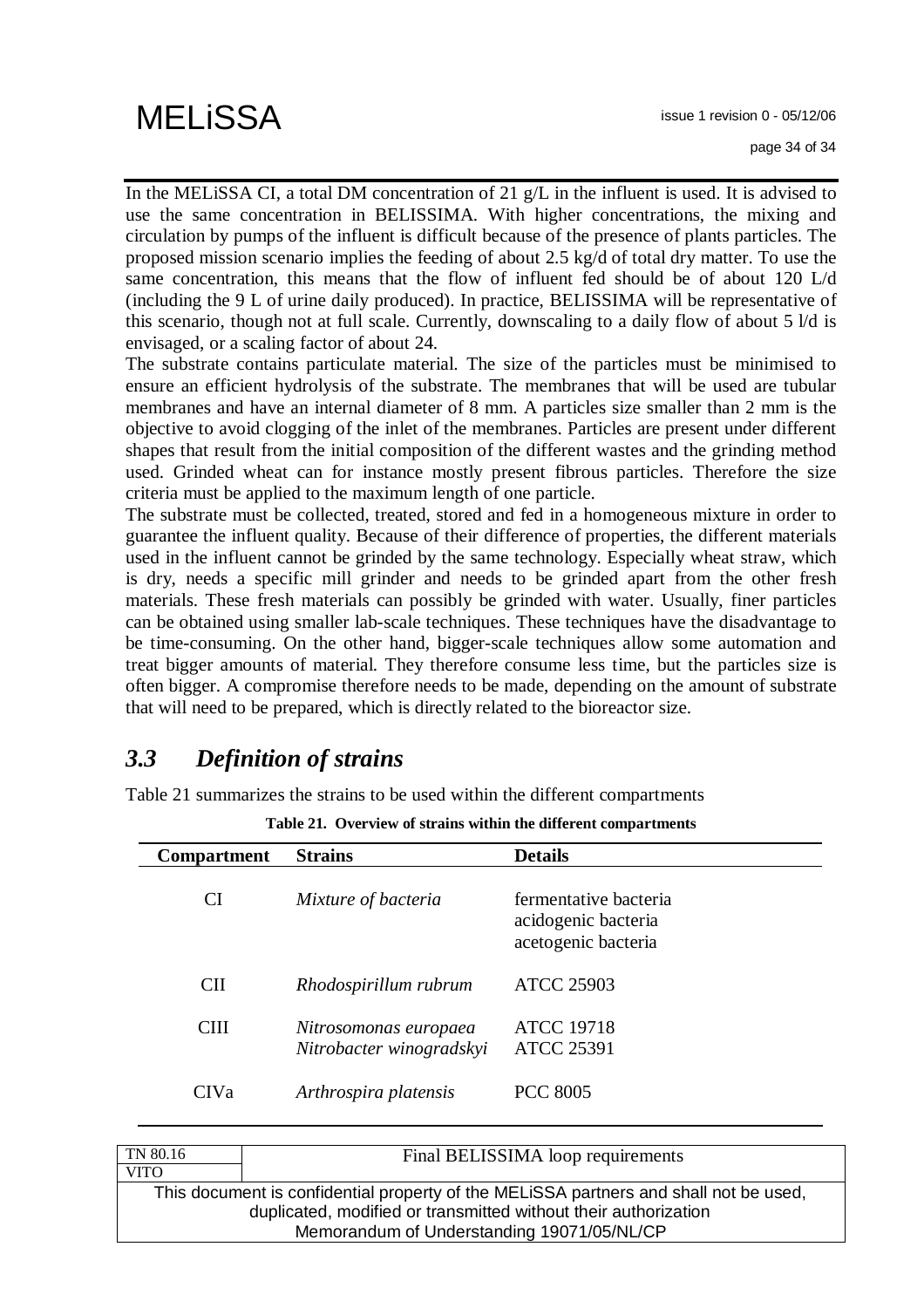In the MELiSSA CI, a total DM concentration of 21 g/L in the influent is used. It is advised to use the same concentration in BELISSIMA. With higher concentrations, the mixing and circulation by pumps of the influent is difficult because of the presence of plants particles. The proposed mission scenario implies the feeding of about 2.5 kg/d of total dry matter. To use the same concentration, this means that the flow of influent fed should be of about 120 L/d (including the 9 L of urine daily produced). In practice, BELISSIMA will be representative of this scenario, though not at full scale. Currently, downscaling to a daily flow of about 5 l/d is envisaged, or a scaling factor of about 24.

The substrate contains particulate material. The size of the particles must be minimised to ensure an efficient hydrolysis of the substrate. The membranes that will be used are tubular membranes and have an internal diameter of 8 mm. A particles size smaller than 2 mm is the objective to avoid clogging of the inlet of the membranes. Particles are present under different shapes that result from the initial composition of the different wastes and the grinding method used. Grinded wheat can for instance mostly present fibrous particles. Therefore the size criteria must be applied to the maximum length of one particle.

The substrate must be collected, treated, stored and fed in a homogeneous mixture in order to guarantee the influent quality. Because of their difference of properties, the different materials used in the influent cannot be grinded by the same technology. Especially wheat straw, which is dry, needs a specific mill grinder and needs to be grinded apart from the other fresh materials. These fresh materials can possibly be grinded with water. Usually, finer particles can be obtained using smaller lab-scale techniques. These techniques have the disadvantage to be time-consuming. On the other hand, bigger-scale techniques allow some automation and treat bigger amounts of material. They therefore consume less time, but the particles size is often bigger. A compromise therefore needs to be made, depending on the amount of substrate that will need to be prepared, which is directly related to the bioreactor size.

## *3.3 Definition of strains*

Table 21 summarizes the strains to be used within the different compartments

**Table 21. Overview of strains within the different compartments**

| Compartment | Strains | Details |
|---|---|---|
| CI | *Mixture of bacteria* | fermentative bacteria<br>acidogenic bacteria<br>acetogenic bacteria |
| CII | *Rhodospirillum rubrum* | ATCC 25903 |
| CIII | *Nitrosomonas europaea*<br>*Nitrobacter winogradskyi* | ATCC 19718<br>ATCC 25391 |
| CIVa | *Arthrospira platensis* | PCC 8005 |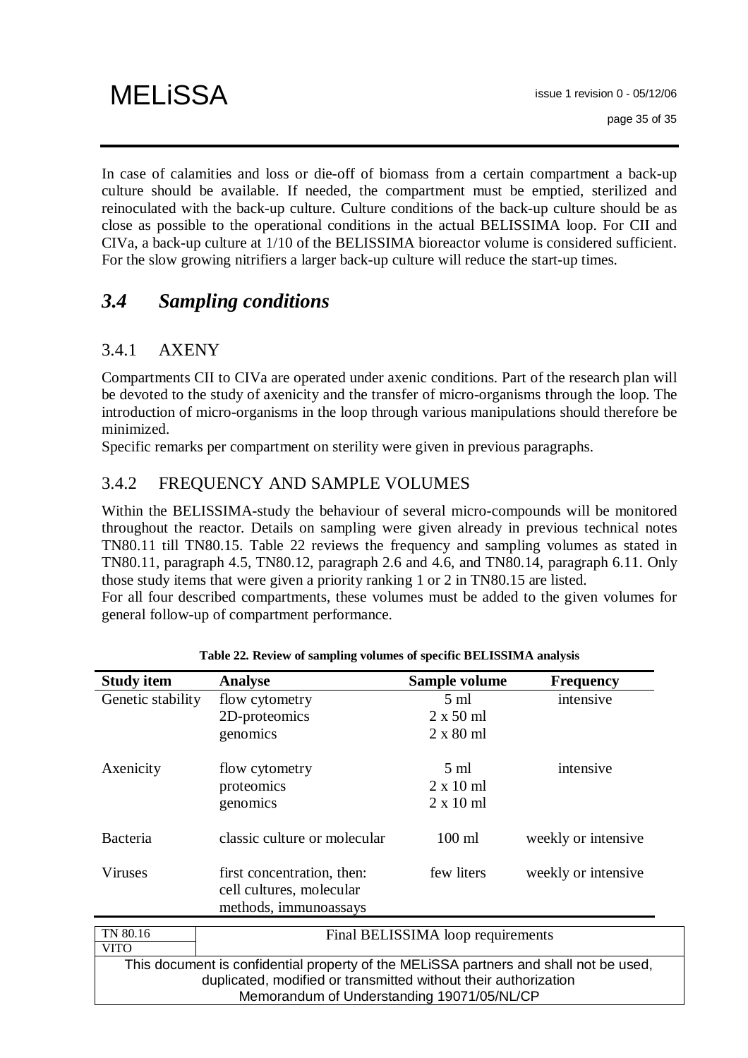In case of calamities and loss or die-off of biomass from a certain compartment a back-up culture should be available. If needed, the compartment must be emptied, sterilized and reinoculated with the back-up culture. Culture conditions of the back-up culture should be as close as possible to the operational conditions in the actual BELISSIMA loop. For CII and CIVa, a back-up culture at 1/10 of the BELISSIMA bioreactor volume is considered sufficient. For the slow growing nitrifiers a larger back-up culture will reduce the start-up times.

## *3.4 Sampling conditions*

### 3.4.1 AXENY

Compartments CII to CIVa are operated under axenic conditions. Part of the research plan will be devoted to the study of axenicity and the transfer of micro-organisms through the loop. The introduction of micro-organisms in the loop through various manipulations should therefore be minimized.

Specific remarks per compartment on sterility were given in previous paragraphs.

### 3.4.2 FREQUENCY AND SAMPLE VOLUMES

Within the BELISSIMA-study the behaviour of several micro-compounds will be monitored throughout the reactor. Details on sampling were given already in previous technical notes TN80.11 till TN80.15. Table 22 reviews the frequency and sampling volumes as stated in TN80.11, paragraph 4.5, TN80.12, paragraph 2.6 and 4.6, and TN80.14, paragraph 6.11. Only those study items that were given a priority ranking 1 or 2 in TN80.15 are listed.

For all four described compartments, these volumes must be added to the given volumes for general follow-up of compartment performance.

**Table 22. Review of sampling volumes of specific BELISSIMA analysis**

| Study item | Analyse | Sample volume | Frequency |
|---|---|---|---|
| Genetic stability | flow cytometry | 5 ml | intensive |
| | 2D-proteomics | 2 x 50 ml | |
| | genomics | 2 x 80 ml | |
| Axenicity | flow cytometry | 5 ml | intensive |
| | proteomics | 2 x 10 ml | |
| | genomics | 2 x 10 ml | |
| Bacteria | classic culture or molecular | 100 ml | weekly or intensive |
| Viruses | first concentration, then: cell cultures, molecular methods, immunoassays | few liters | weekly or intensive |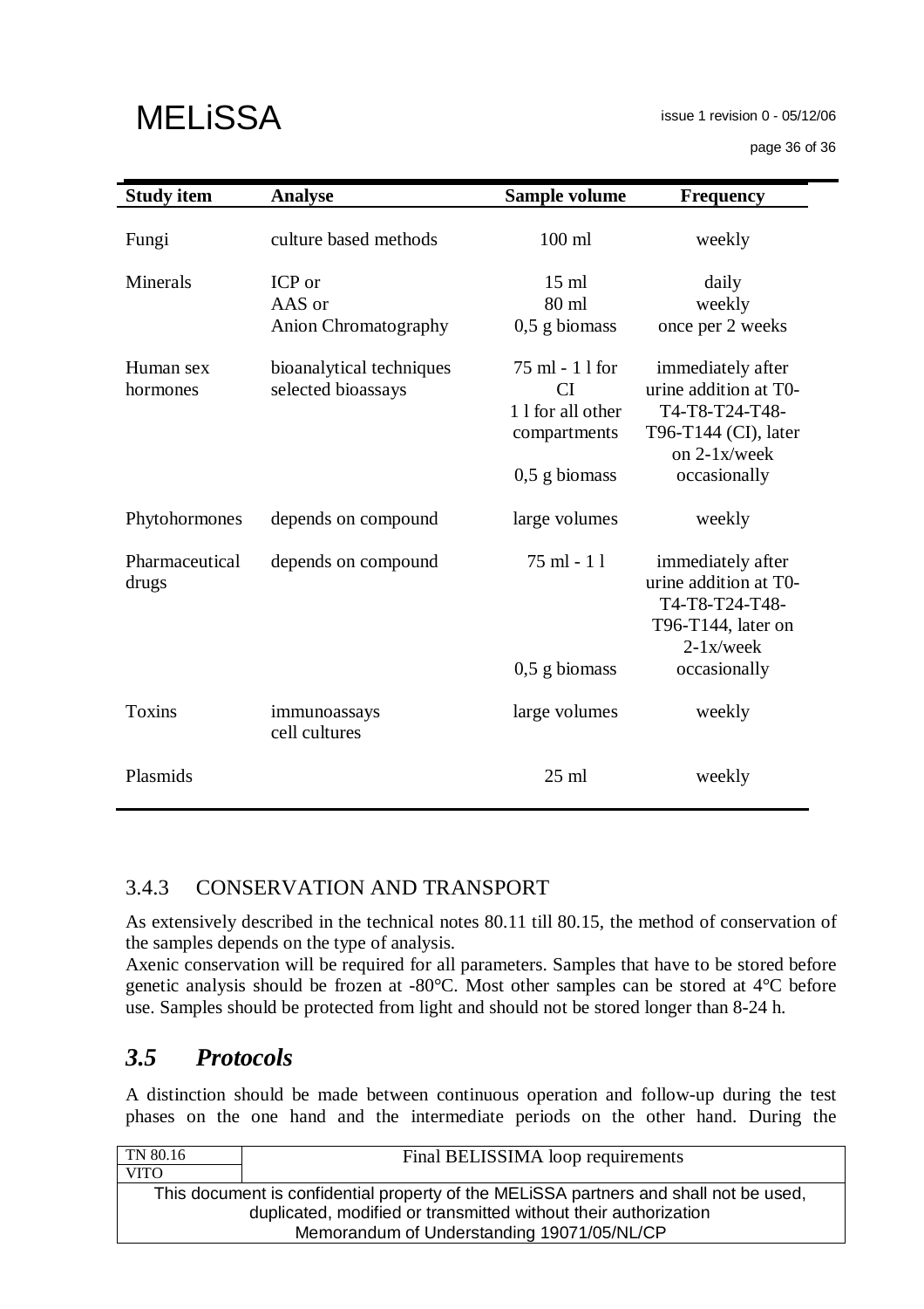| Study item | Analyse | Sample volume | Frequency |
|---|---|---|---|
| Fungi | culture based methods | 100 ml | weekly |
| Minerals | ICP or<br>AAS or<br>Anion Chromatography | 15 ml<br>80 ml<br>0,5 g biomass | daily<br>weekly<br>once per 2 weeks |
| Human sex hormones | bioanalytical techniques<br>selected bioassays | 75 ml - 1 l for CI<br>1 l for all other compartments<br>0,5 g biomass | immediately after urine addition at T0-T4-T8-T24-T48-T96-T144 (CI), later on 2-1x/week<br>occasionally |
| Phytohormones | depends on compound | large volumes | weekly |
| Pharmaceutical drugs | depends on compound | 75 ml - 1 l<br>0,5 g biomass | immediately after urine addition at T0-T4-T8-T24-T48-T96-T144, later on 2-1x/week<br>occasionally |
| Toxins | immunoassays<br>cell cultures | large volumes | weekly |
| Plasmids | | 25 ml | weekly |

### 3.4.3 CONSERVATION AND TRANSPORT

As extensively described in the technical notes 80.11 till 80.15, the method of conservation of the samples depends on the type of analysis.
Axenic conservation will be required for all parameters. Samples that have to be stored before genetic analysis should be frozen at -80°C. Most other samples can be stored at 4°C before use. Samples should be protected from light and should not be stored longer than 8-24 h.

## *3.5 Protocols*

A distinction should be made between continuous operation and follow-up during the test phases on the one hand and the intermediate periods on the other hand. During the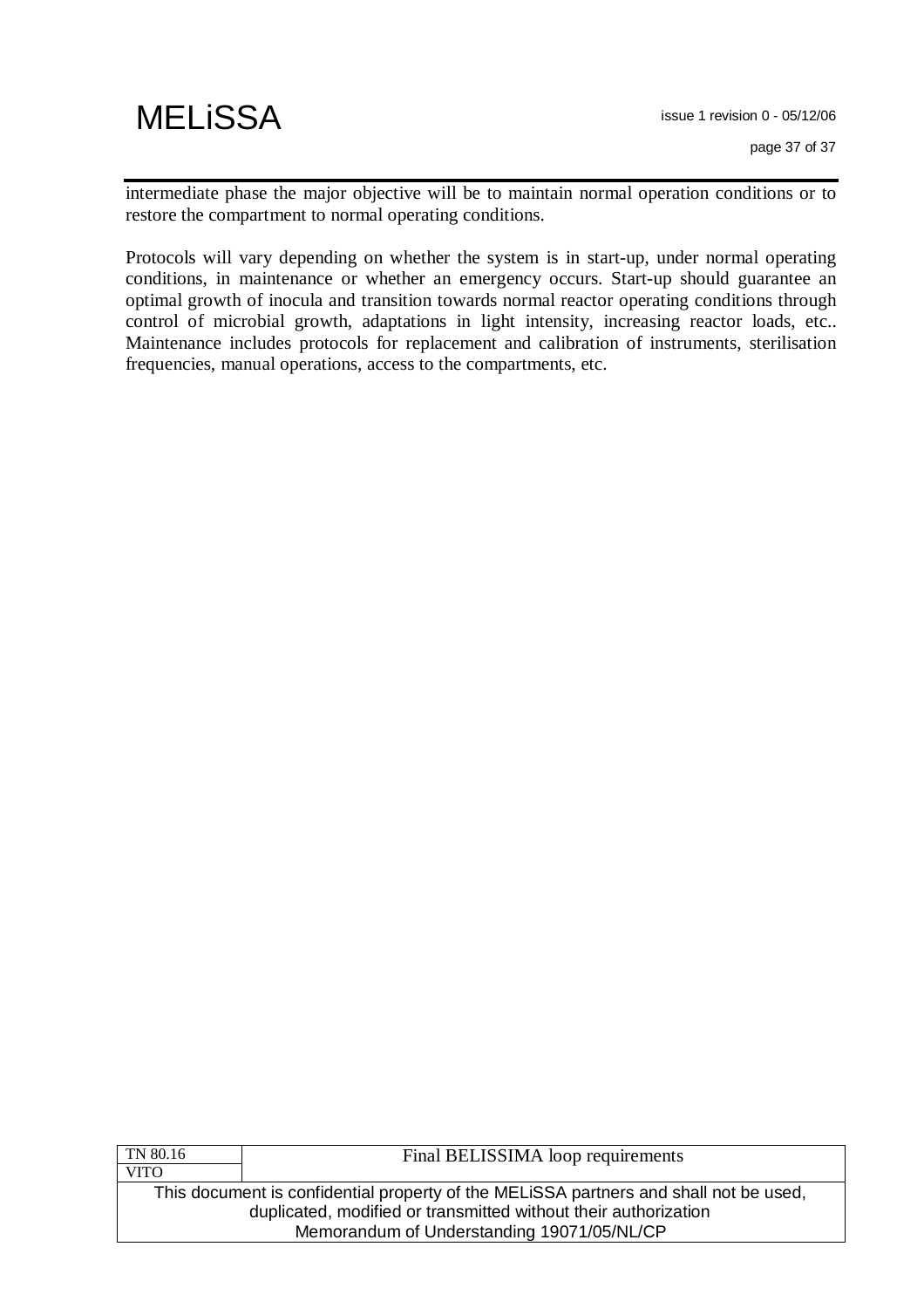intermediate phase the major objective will be to maintain normal operation conditions or to restore the compartment to normal operating conditions.

Protocols will vary depending on whether the system is in start-up, under normal operating conditions, in maintenance or whether an emergency occurs. Start-up should guarantee an optimal growth of inocula and transition towards normal reactor operating conditions through control of microbial growth, adaptations in light intensity, increasing reactor loads, etc.. Maintenance includes protocols for replacement and calibration of instruments, sterilisation frequencies, manual operations, access to the compartments, etc.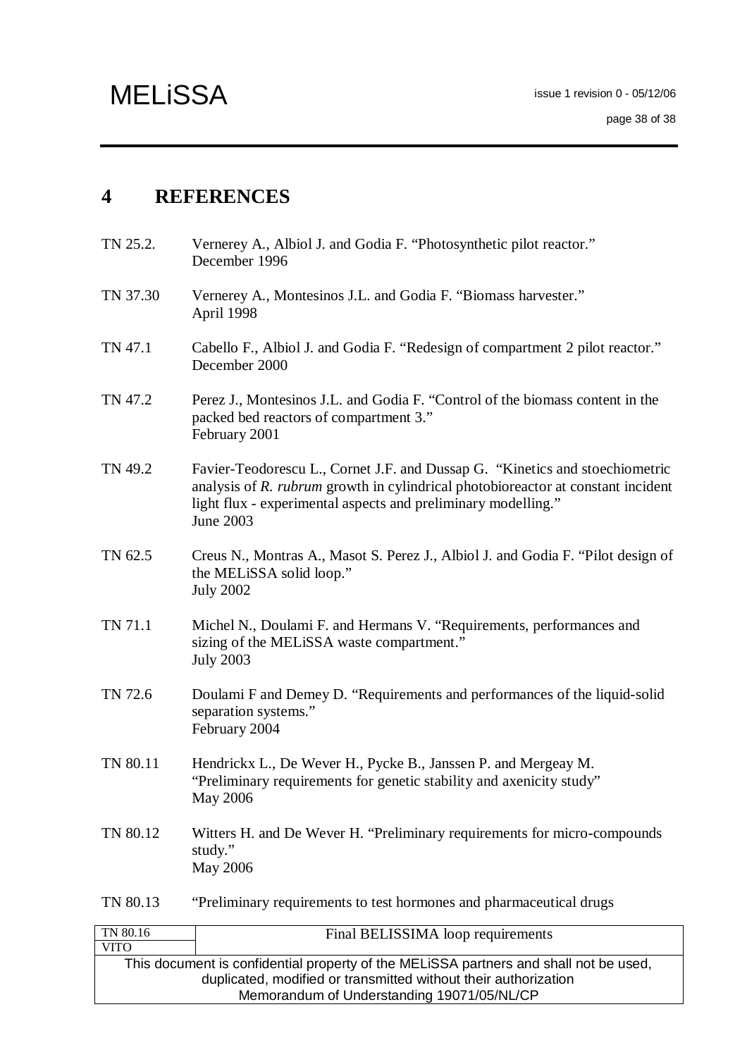# 4 REFERENCES

TN 25.2. Vernerey A., Albiol J. and Godia F. "Photosynthetic pilot reactor." December 1996

TN 37.30 Vernerey A., Montesinos J.L. and Godia F. "Biomass harvester." April 1998

TN 47.1 Cabello F., Albiol J. and Godia F. "Redesign of compartment 2 pilot reactor." December 2000

TN 47.2 Perez J., Montesinos J.L. and Godia F. "Control of the biomass content in the packed bed reactors of compartment 3." February 2001

TN 49.2 Favier-Teodorescu L., Cornet J.F. and Dussap G. "Kinetics and stoechiometric analysis of *R. rubrum* growth in cylindrical photobioreactor at constant incident light flux - experimental aspects and preliminary modelling." June 2003

TN 62.5 Creus N., Montras A., Masot S. Perez J., Albiol J. and Godia F. "Pilot design of the MELiSSA solid loop." July 2002

TN 71.1 Michel N., Doulami F. and Hermans V. "Requirements, performances and sizing of the MELiSSA waste compartment." July 2003

TN 72.6 Doulami F and Demey D. "Requirements and performances of the liquid-solid separation systems." February 2004

TN 80.11 Hendrickx L., De Wever H., Pycke B., Janssen P. and Mergeay M. "Preliminary requirements for genetic stability and axenicity study" May 2006

TN 80.12 Witters H. and De Wever H. "Preliminary requirements for micro-compounds study." May 2006

TN 80.13 "Preliminary requirements to test hormones and pharmaceutical drugs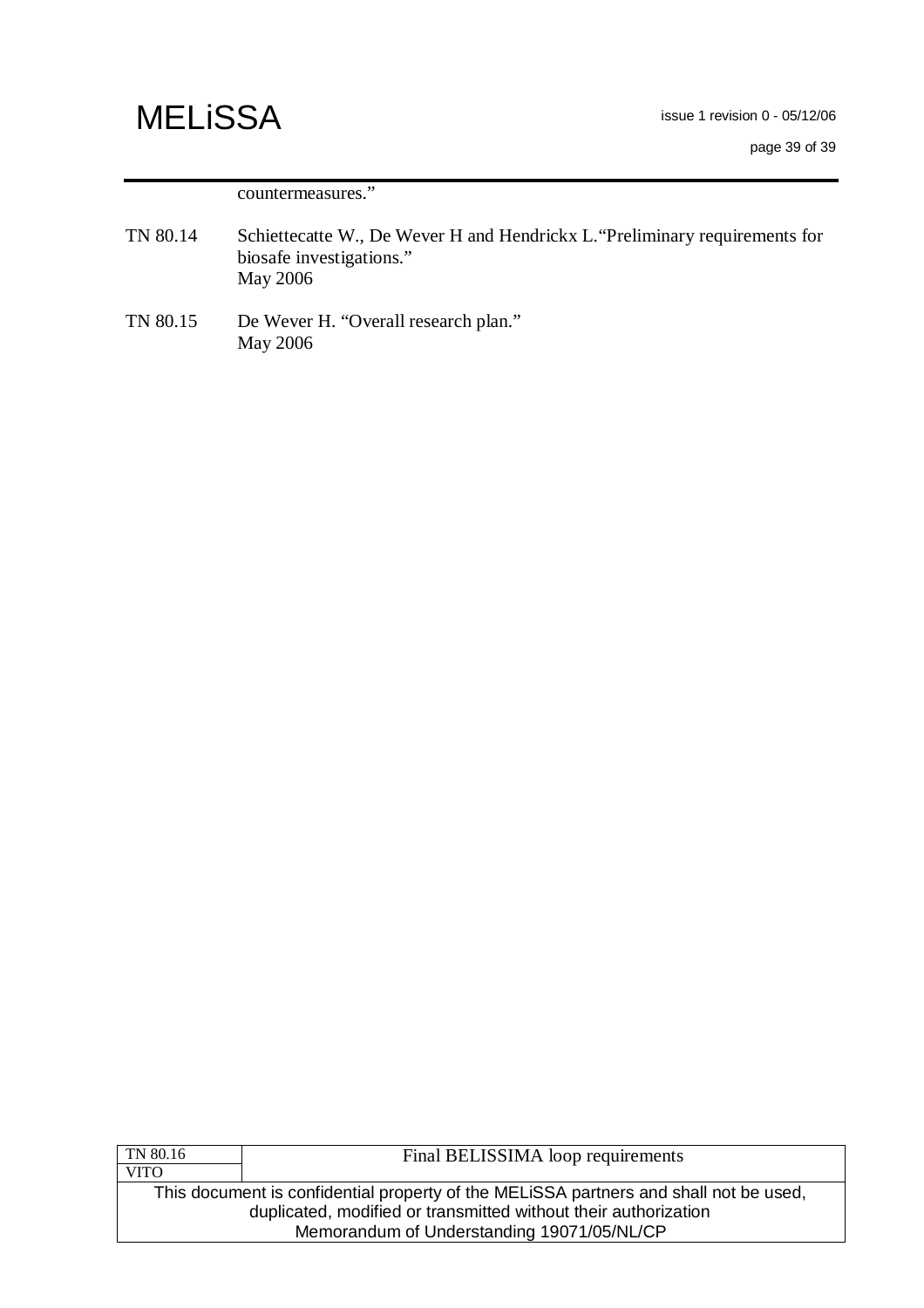countermeasures."

TN 80.14 Schiettecatte W., De Wever H and Hendrickx L."Preliminary requirements for biosafe investigations."
May 2006

TN 80.15 De Wever H. "Overall research plan."
May 2006